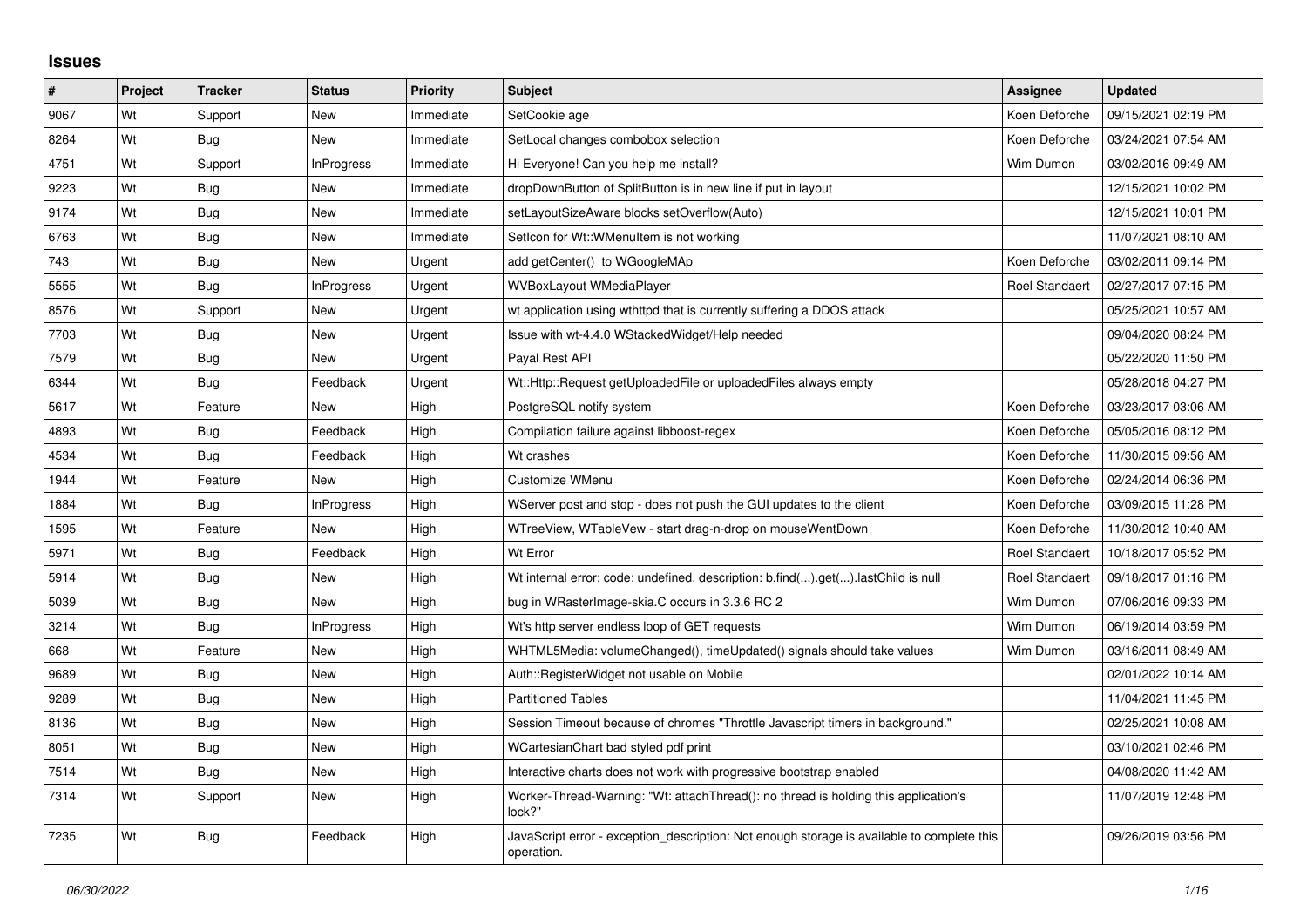# Issues

| # | Project | Tracker | Status | Priority | Subject | Assignee | Updated |
|---|---|---|---|---|---|---|---|
| 9067 | Wt | Support | New | Immediate | SetCookie age | Koen Deforche | 09/15/2021 02:19 PM |
| 8264 | Wt | Bug | New | Immediate | SetLocal changes combobox selection | Koen Deforche | 03/24/2021 07:54 AM |
| 4751 | Wt | Support | InProgress | Immediate | Hi Everyone! Can you help me install? | Wim Dumon | 03/02/2016 09:49 AM |
| 9223 | Wt | Bug | New | Immediate | dropDownButton of SplitButton is in new line if put in layout | | 12/15/2021 10:02 PM |
| 9174 | Wt | Bug | New | Immediate | setLayoutSizeAware blocks setOverflow(Auto) | | 12/15/2021 10:01 PM |
| 6763 | Wt | Bug | New | Immediate | SetIcon for Wt::WMenuItem is not working | | 11/07/2021 08:10 AM |
| 743 | Wt | Bug | New | Urgent | add getCenter() to WGoogleMAp | Koen Deforche | 03/02/2011 09:14 PM |
| 5555 | Wt | Bug | InProgress | Urgent | WVBoxLayout WMediaPlayer | Roel Standaert | 02/27/2017 07:15 PM |
| 8576 | Wt | Support | New | Urgent | wt application using wthttpd that is currently suffering a DDOS attack | | 05/25/2021 10:57 AM |
| 7703 | Wt | Bug | New | Urgent | Issue with wt-4.4.0 WStackedWidget/Help needed | | 09/04/2020 08:24 PM |
| 7579 | Wt | Bug | New | Urgent | Payal Rest API | | 05/22/2020 11:50 PM |
| 6344 | Wt | Bug | Feedback | Urgent | Wt::Http::Request getUploadedFile or uploadedFiles always empty | | 05/28/2018 04:27 PM |
| 5617 | Wt | Feature | New | High | PostgreSQL notify system | Koen Deforche | 03/23/2017 03:06 AM |
| 4893 | Wt | Bug | Feedback | High | Compilation failure against libboost-regex | Koen Deforche | 05/05/2016 08:12 PM |
| 4534 | Wt | Bug | Feedback | High | Wt crashes | Koen Deforche | 11/30/2015 09:56 AM |
| 1944 | Wt | Feature | New | High | Customize WMenu | Koen Deforche | 02/24/2014 06:36 PM |
| 1884 | Wt | Bug | InProgress | High | WServer post and stop - does not push the GUI updates to the client | Koen Deforche | 03/09/2015 11:28 PM |
| 1595 | Wt | Feature | New | High | WTreeView, WTableVew - start drag-n-drop on mouseWentDown | Koen Deforche | 11/30/2012 10:40 AM |
| 5971 | Wt | Bug | Feedback | High | Wt Error | Roel Standaert | 10/18/2017 05:52 PM |
| 5914 | Wt | Bug | New | High | Wt internal error; code: undefined, description: b.find(...).get(...).lastChild is null | Roel Standaert | 09/18/2017 01:16 PM |
| 5039 | Wt | Bug | New | High | bug in WRasterImage-skia.C occurs in 3.3.6 RC 2 | Wim Dumon | 07/06/2016 09:33 PM |
| 3214 | Wt | Bug | InProgress | High | Wt's http server endless loop of GET requests | Wim Dumon | 06/19/2014 03:59 PM |
| 668 | Wt | Feature | New | High | WHTML5Media: volumeChanged(), timeUpdated() signals should take values | Wim Dumon | 03/16/2011 08:49 AM |
| 9689 | Wt | Bug | New | High | Auth::RegisterWidget not usable on Mobile | | 02/01/2022 10:14 AM |
| 9289 | Wt | Bug | New | High | Partitioned Tables | | 11/04/2021 11:45 PM |
| 8136 | Wt | Bug | New | High | Session Timeout because of chromes "Throttle Javascript timers in background." | | 02/25/2021 10:08 AM |
| 8051 | Wt | Bug | New | High | WCartesianChart bad styled pdf print | | 03/10/2021 02:46 PM |
| 7514 | Wt | Bug | New | High | Interactive charts does not work with progressive bootstrap enabled | | 04/08/2020 11:42 AM |
| 7314 | Wt | Support | New | High | Worker-Thread-Warning: "Wt: attachThread(): no thread is holding this application's lock?" | | 11/07/2019 12:48 PM |
| 7235 | Wt | Bug | Feedback | High | JavaScript error - exception_description: Not enough storage is available to complete this operation. | | 09/26/2019 03:56 PM |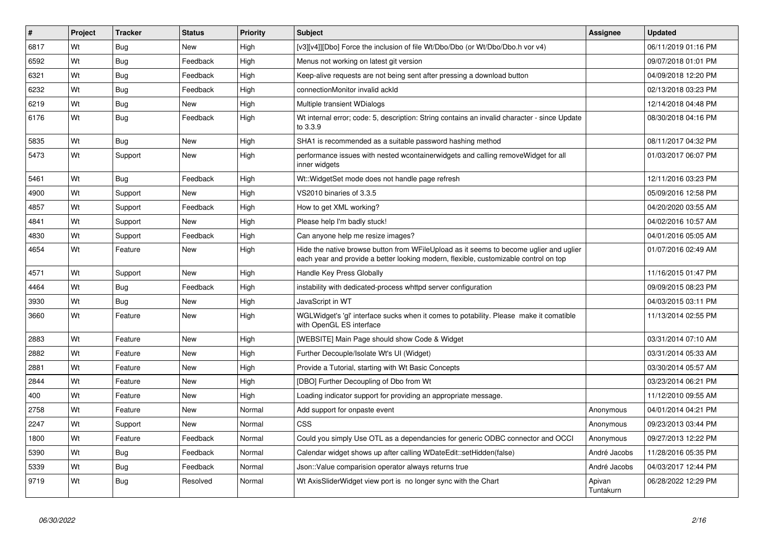| # | Project | Tracker | Status | Priority | Subject | Assignee | Updated |
|---|---|---|---|---|---|---|---|
| 6817 | Wt | Bug | New | High | [v3][v4]][Dbo] Force the inclusion of file Wt/Dbo/Dbo (or Wt/Dbo/Dbo.h vor v4) | | 06/11/2019 01:16 PM |
| 6592 | Wt | Bug | Feedback | High | Menus not working on latest git version | | 09/07/2018 01:01 PM |
| 6321 | Wt | Bug | Feedback | High | Keep-alive requests are not being sent after pressing a download button | | 04/09/2018 12:20 PM |
| 6232 | Wt | Bug | Feedback | High | connectionMonitor invalid ackId | | 02/13/2018 03:23 PM |
| 6219 | Wt | Bug | New | High | Multiple transient WDialogs | | 12/14/2018 04:48 PM |
| 6176 | Wt | Bug | Feedback | High | Wt internal error; code: 5, description: String contains an invalid character - since Update to 3.3.9 | | 08/30/2018 04:16 PM |
| 5835 | Wt | Bug | New | High | SHA1 is recommended as a suitable password hashing method | | 08/11/2017 04:32 PM |
| 5473 | Wt | Support | New | High | performance issues with nested wcontainerwidgets and calling removeWidget for all inner widgets | | 01/03/2017 06:07 PM |
| 5461 | Wt | Bug | Feedback | High | Wt::WidgetSet mode does not handle page refresh | | 12/11/2016 03:23 PM |
| 4900 | Wt | Support | New | High | VS2010 binaries of 3.3.5 | | 05/09/2016 12:58 PM |
| 4857 | Wt | Support | Feedback | High | How to get XML working? | | 04/20/2020 03:55 AM |
| 4841 | Wt | Support | New | High | Please help I'm badly stuck! | | 04/02/2016 10:57 AM |
| 4830 | Wt | Support | Feedback | High | Can anyone help me resize images? | | 04/01/2016 05:05 AM |
| 4654 | Wt | Feature | New | High | Hide the native browse button from WFileUpload as it seems to become uglier and uglier each year and provide a better looking modern, flexible, customizable control on top | | 01/07/2016 02:49 AM |
| 4571 | Wt | Support | New | High | Handle Key Press Globally | | 11/16/2015 01:47 PM |
| 4464 | Wt | Bug | Feedback | High | instability with dedicated-process whttpd server configuration | | 09/09/2015 08:23 PM |
| 3930 | Wt | Bug | New | High | JavaScript in WT | | 04/03/2015 03:11 PM |
| 3660 | Wt | Feature | New | High | WGLWidget's 'gl' interface sucks when it comes to potability. Please make it comatible with OpenGL ES interface | | 11/13/2014 02:55 PM |
| 2883 | Wt | Feature | New | High | [WEBSITE] Main Page should show Code & Widget | | 03/31/2014 07:10 AM |
| 2882 | Wt | Feature | New | High | Further Decouple/Isolate Wt's UI (Widget) | | 03/31/2014 05:33 AM |
| 2881 | Wt | Feature | New | High | Provide a Tutorial, starting with Wt Basic Concepts | | 03/30/2014 05:57 AM |
| 2844 | Wt | Feature | New | High | [DBO] Further Decoupling of Dbo from Wt | | 03/23/2014 06:21 PM |
| 400 | Wt | Feature | New | High | Loading indicator support for providing an appropriate message. | | 11/12/2010 09:55 AM |
| 2758 | Wt | Feature | New | Normal | Add support for onpaste event | Anonymous | 04/01/2014 04:21 PM |
| 2247 | Wt | Support | New | Normal | CSS | Anonymous | 09/23/2013 03:44 PM |
| 1800 | Wt | Feature | Feedback | Normal | Could you simply Use OTL as a dependancies for generic ODBC connector and OCCI | Anonymous | 09/27/2013 12:22 PM |
| 5390 | Wt | Bug | Feedback | Normal | Calendar widget shows up after calling WDateEdit::setHidden(false) | André Jacobs | 11/28/2016 05:35 PM |
| 5339 | Wt | Bug | Feedback | Normal | Json::Value comparision operator always returns true | André Jacobs | 04/03/2017 12:44 PM |
| 9719 | Wt | Bug | Resolved | Normal | Wt AxisSliderWidget view port is no longer sync with the Chart | Apivan Tuntakurn | 06/28/2022 12:29 PM |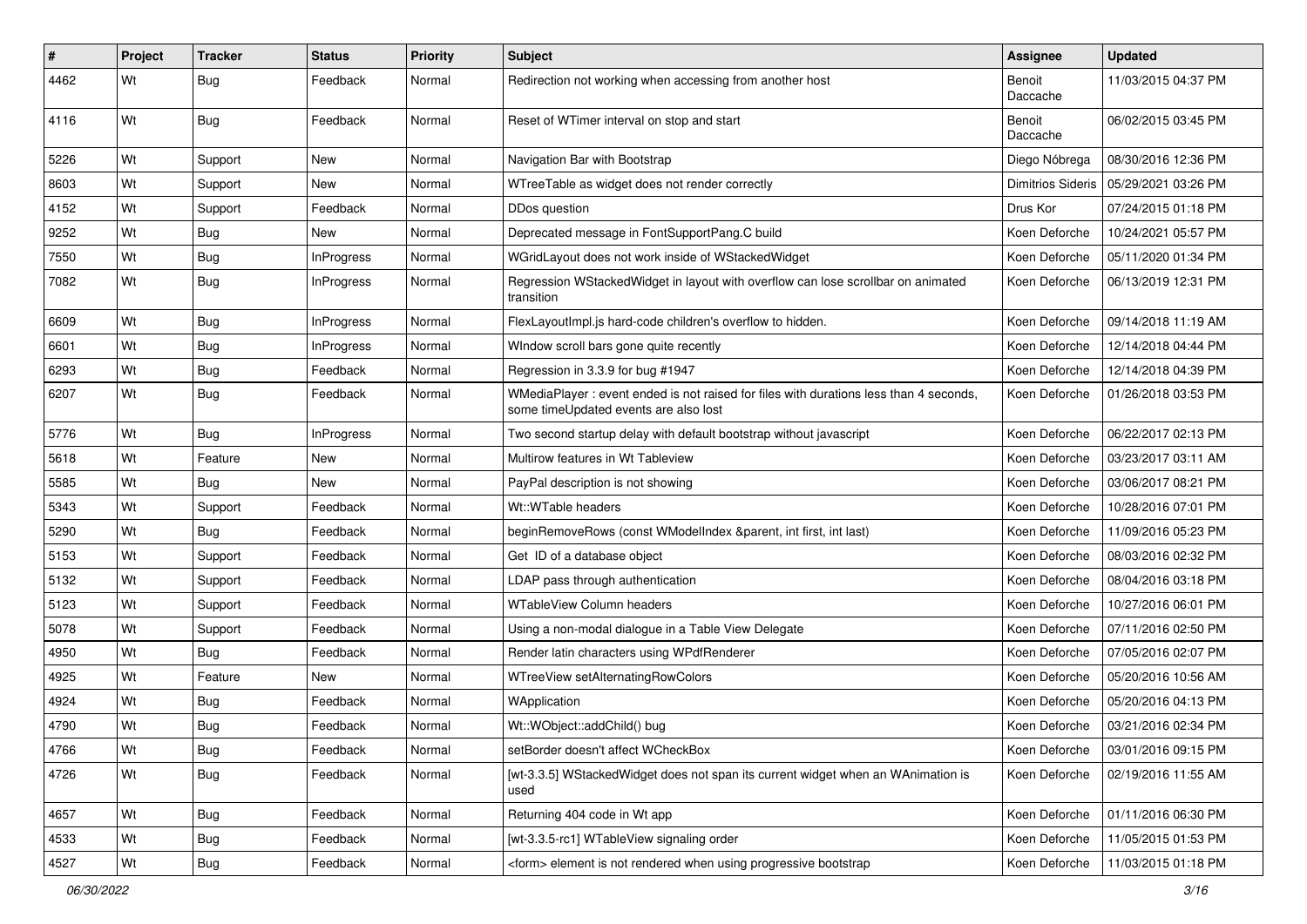| # | Project | Tracker | Status | Priority | Subject | Assignee | Updated |
|---|---|---|---|---|---|---|---|
| 4462 | Wt | Bug | Feedback | Normal | Redirection not working when accessing from another host | Benoit Daccache | 11/03/2015 04:37 PM |
| 4116 | Wt | Bug | Feedback | Normal | Reset of WTimer interval on stop and start | Benoit Daccache | 06/02/2015 03:45 PM |
| 5226 | Wt | Support | New | Normal | Navigation Bar with Bootstrap | Diego Nóbrega | 08/30/2016 12:36 PM |
| 8603 | Wt | Support | New | Normal | WTreeTable as widget does not render correctly | Dimitrios Sideris | 05/29/2021 03:26 PM |
| 4152 | Wt | Support | Feedback | Normal | DDos question | Drus Kor | 07/24/2015 01:18 PM |
| 9252 | Wt | Bug | New | Normal | Deprecated message in FontSupportPang.C build | Koen Deforche | 10/24/2021 05:57 PM |
| 7550 | Wt | Bug | InProgress | Normal | WGridLayout does not work inside of WStackedWidget | Koen Deforche | 05/11/2020 01:34 PM |
| 7082 | Wt | Bug | InProgress | Normal | Regression WStackedWidget in layout with overflow can lose scrollbar on animated transition | Koen Deforche | 06/13/2019 12:31 PM |
| 6609 | Wt | Bug | InProgress | Normal | FlexLayoutImpl.js hard-code children's overflow to hidden. | Koen Deforche | 09/14/2018 11:19 AM |
| 6601 | Wt | Bug | InProgress | Normal | WIndow scroll bars gone quite recently | Koen Deforche | 12/14/2018 04:44 PM |
| 6293 | Wt | Bug | Feedback | Normal | Regression in 3.3.9 for bug #1947 | Koen Deforche | 12/14/2018 04:39 PM |
| 6207 | Wt | Bug | Feedback | Normal | WMediaPlayer : event ended is not raised for files with durations less than 4 seconds, some timeUpdated events are also lost | Koen Deforche | 01/26/2018 03:53 PM |
| 5776 | Wt | Bug | InProgress | Normal | Two second startup delay with default bootstrap without javascript | Koen Deforche | 06/22/2017 02:13 PM |
| 5618 | Wt | Feature | New | Normal | Multirow features in Wt Tableview | Koen Deforche | 03/23/2017 03:11 AM |
| 5585 | Wt | Bug | New | Normal | PayPal description is not showing | Koen Deforche | 03/06/2017 08:21 PM |
| 5343 | Wt | Support | Feedback | Normal | Wt::WTable headers | Koen Deforche | 10/28/2016 07:01 PM |
| 5290 | Wt | Bug | Feedback | Normal | beginRemoveRows (const WModelIndex &parent, int first, int last) | Koen Deforche | 11/09/2016 05:23 PM |
| 5153 | Wt | Support | Feedback | Normal | Get ID of a database object | Koen Deforche | 08/03/2016 02:32 PM |
| 5132 | Wt | Support | Feedback | Normal | LDAP pass through authentication | Koen Deforche | 08/04/2016 03:18 PM |
| 5123 | Wt | Support | Feedback | Normal | WTableView Column headers | Koen Deforche | 10/27/2016 06:01 PM |
| 5078 | Wt | Support | Feedback | Normal | Using a non-modal dialogue in a Table View Delegate | Koen Deforche | 07/11/2016 02:50 PM |
| 4950 | Wt | Bug | Feedback | Normal | Render latin characters using WPdfRenderer | Koen Deforche | 07/05/2016 02:07 PM |
| 4925 | Wt | Feature | New | Normal | WTreeView setAlternatingRowColors | Koen Deforche | 05/20/2016 10:56 AM |
| 4924 | Wt | Bug | Feedback | Normal | WApplication | Koen Deforche | 05/20/2016 04:13 PM |
| 4790 | Wt | Bug | Feedback | Normal | Wt::WObject::addChild() bug | Koen Deforche | 03/21/2016 02:34 PM |
| 4766 | Wt | Bug | Feedback | Normal | setBorder doesn't affect WCheckBox | Koen Deforche | 03/01/2016 09:15 PM |
| 4726 | Wt | Bug | Feedback | Normal | [wt-3.3.5] WStackedWidget does not span its current widget when an WAnimation is used | Koen Deforche | 02/19/2016 11:55 AM |
| 4657 | Wt | Bug | Feedback | Normal | Returning 404 code in Wt app | Koen Deforche | 01/11/2016 06:30 PM |
| 4533 | Wt | Bug | Feedback | Normal | [wt-3.3.5-rc1] WTableView signaling order | Koen Deforche | 11/05/2015 01:53 PM |
| 4527 | Wt | Bug | Feedback | Normal | <form> element is not rendered when using progressive bootstrap | Koen Deforche | 11/03/2015 01:18 PM |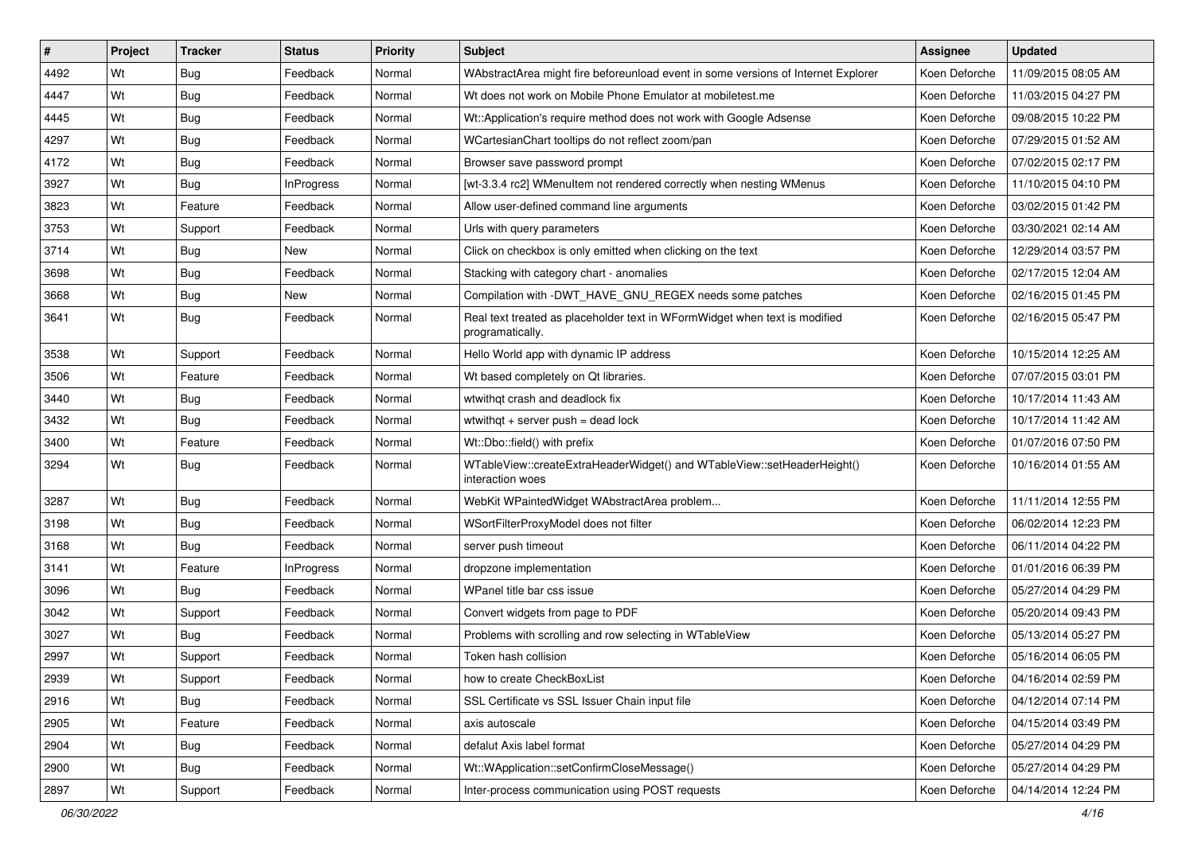| # | Project | Tracker | Status | Priority | Subject | Assignee | Updated |
|---|---|---|---|---|---|---|---|
| 4492 | Wt | Bug | Feedback | Normal | WAbstractArea might fire beforeunload event in some versions of Internet Explorer | Koen Deforche | 11/09/2015 08:05 AM |
| 4447 | Wt | Bug | Feedback | Normal | Wt does not work on Mobile Phone Emulator at mobiletest.me | Koen Deforche | 11/03/2015 04:27 PM |
| 4445 | Wt | Bug | Feedback | Normal | Wt::Application's require method does not work with Google Adsense | Koen Deforche | 09/08/2015 10:22 PM |
| 4297 | Wt | Bug | Feedback | Normal | WCartesianChart tooltips do not reflect zoom/pan | Koen Deforche | 07/29/2015 01:52 AM |
| 4172 | Wt | Bug | Feedback | Normal | Browser save password prompt | Koen Deforche | 07/02/2015 02:17 PM |
| 3927 | Wt | Bug | InProgress | Normal | [wt-3.3.4 rc2] WMenuItem not rendered correctly when nesting WMenus | Koen Deforche | 11/10/2015 04:10 PM |
| 3823 | Wt | Feature | Feedback | Normal | Allow user-defined command line arguments | Koen Deforche | 03/02/2015 01:42 PM |
| 3753 | Wt | Support | Feedback | Normal | Urls with query parameters | Koen Deforche | 03/30/2021 02:14 AM |
| 3714 | Wt | Bug | New | Normal | Click on checkbox is only emitted when clicking on the text | Koen Deforche | 12/29/2014 03:57 PM |
| 3698 | Wt | Bug | Feedback | Normal | Stacking with category chart - anomalies | Koen Deforche | 02/17/2015 12:04 AM |
| 3668 | Wt | Bug | New | Normal | Compilation with -DWT_HAVE_GNU_REGEX needs some patches | Koen Deforche | 02/16/2015 01:45 PM |
| 3641 | Wt | Bug | Feedback | Normal | Real text treated as placeholder text in WFormWidget when text is modified programatically. | Koen Deforche | 02/16/2015 05:47 PM |
| 3538 | Wt | Support | Feedback | Normal | Hello World app with dynamic IP address | Koen Deforche | 10/15/2014 12:25 AM |
| 3506 | Wt | Feature | Feedback | Normal | Wt based completely on Qt libraries. | Koen Deforche | 07/07/2015 03:01 PM |
| 3440 | Wt | Bug | Feedback | Normal | wtwithqt crash and deadlock fix | Koen Deforche | 10/17/2014 11:43 AM |
| 3432 | Wt | Bug | Feedback | Normal | wtwithqt + server push = dead lock | Koen Deforche | 10/17/2014 11:42 AM |
| 3400 | Wt | Feature | Feedback | Normal | Wt::Dbo::field() with prefix | Koen Deforche | 01/07/2016 07:50 PM |
| 3294 | Wt | Bug | Feedback | Normal | WTableView::createExtraHeaderWidget() and WTableView::setHeaderHeight() interaction woes | Koen Deforche | 10/16/2014 01:55 AM |
| 3287 | Wt | Bug | Feedback | Normal | WebKit WPaintedWidget WAbstractArea problem... | Koen Deforche | 11/11/2014 12:55 PM |
| 3198 | Wt | Bug | Feedback | Normal | WSortFilterProxyModel does not filter | Koen Deforche | 06/02/2014 12:23 PM |
| 3168 | Wt | Bug | Feedback | Normal | server push timeout | Koen Deforche | 06/11/2014 04:22 PM |
| 3141 | Wt | Feature | InProgress | Normal | dropzone implementation | Koen Deforche | 01/01/2016 06:39 PM |
| 3096 | Wt | Bug | Feedback | Normal | WPanel title bar css issue | Koen Deforche | 05/27/2014 04:29 PM |
| 3042 | Wt | Support | Feedback | Normal | Convert widgets from page to PDF | Koen Deforche | 05/20/2014 09:43 PM |
| 3027 | Wt | Bug | Feedback | Normal | Problems with scrolling and row selecting in WTableView | Koen Deforche | 05/13/2014 05:27 PM |
| 2997 | Wt | Support | Feedback | Normal | Token hash collision | Koen Deforche | 05/16/2014 06:05 PM |
| 2939 | Wt | Support | Feedback | Normal | how to create CheckBoxList | Koen Deforche | 04/16/2014 02:59 PM |
| 2916 | Wt | Bug | Feedback | Normal | SSL Certificate vs SSL Issuer Chain input file | Koen Deforche | 04/12/2014 07:14 PM |
| 2905 | Wt | Feature | Feedback | Normal | axis autoscale | Koen Deforche | 04/15/2014 03:49 PM |
| 2904 | Wt | Bug | Feedback | Normal | defalut Axis label format | Koen Deforche | 05/27/2014 04:29 PM |
| 2900 | Wt | Bug | Feedback | Normal | Wt::WApplication::setConfirmCloseMessage() | Koen Deforche | 05/27/2014 04:29 PM |
| 2897 | Wt | Support | Feedback | Normal | Inter-process communication using POST requests | Koen Deforche | 04/14/2014 12:24 PM |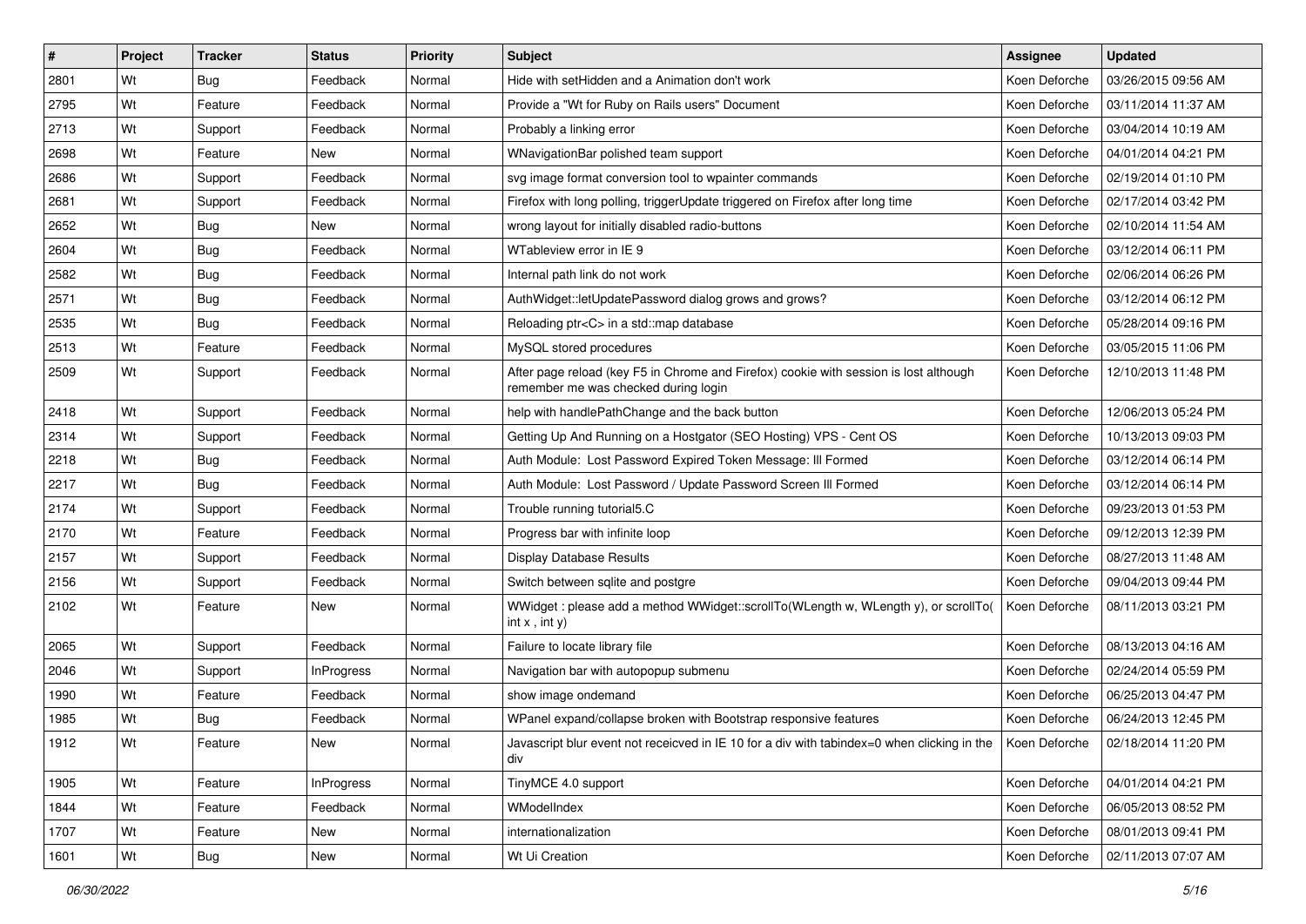| # | Project | Tracker | Status | Priority | Subject | Assignee | Updated |
|---|---|---|---|---|---|---|---|
| 2801 | Wt | Bug | Feedback | Normal | Hide with setHidden and a Animation don't work | Koen Deforche | 03/26/2015 09:56 AM |
| 2795 | Wt | Feature | Feedback | Normal | Provide a "Wt for Ruby on Rails users" Document | Koen Deforche | 03/11/2014 11:37 AM |
| 2713 | Wt | Support | Feedback | Normal | Probably a linking error | Koen Deforche | 03/04/2014 10:19 AM |
| 2698 | Wt | Feature | New | Normal | WNavigationBar polished team support | Koen Deforche | 04/01/2014 04:21 PM |
| 2686 | Wt | Support | Feedback | Normal | svg image format conversion tool to wpainter commands | Koen Deforche | 02/19/2014 01:10 PM |
| 2681 | Wt | Support | Feedback | Normal | Firefox with long polling, triggerUpdate triggered on Firefox after long time | Koen Deforche | 02/17/2014 03:42 PM |
| 2652 | Wt | Bug | New | Normal | wrong layout for initially disabled radio-buttons | Koen Deforche | 02/10/2014 11:54 AM |
| 2604 | Wt | Bug | Feedback | Normal | WTableview error in IE 9 | Koen Deforche | 03/12/2014 06:11 PM |
| 2582 | Wt | Bug | Feedback | Normal | Internal path link do not work | Koen Deforche | 02/06/2014 06:26 PM |
| 2571 | Wt | Bug | Feedback | Normal | AuthWidget::letUpdatePassword dialog grows and grows? | Koen Deforche | 03/12/2014 06:12 PM |
| 2535 | Wt | Bug | Feedback | Normal | Reloading ptr<C> in a std::map database | Koen Deforche | 05/28/2014 09:16 PM |
| 2513 | Wt | Feature | Feedback | Normal | MySQL stored procedures | Koen Deforche | 03/05/2015 11:06 PM |
| 2509 | Wt | Support | Feedback | Normal | After page reload (key F5 in Chrome and Firefox) cookie with session is lost although remember me was checked during login | Koen Deforche | 12/10/2013 11:48 PM |
| 2418 | Wt | Support | Feedback | Normal | help with handlePathChange and the back button | Koen Deforche | 12/06/2013 05:24 PM |
| 2314 | Wt | Support | Feedback | Normal | Getting Up And Running on a Hostgator (SEO Hosting) VPS - Cent OS | Koen Deforche | 10/13/2013 09:03 PM |
| 2218 | Wt | Bug | Feedback | Normal | Auth Module: Lost Password Expired Token Message: Ill Formed | Koen Deforche | 03/12/2014 06:14 PM |
| 2217 | Wt | Bug | Feedback | Normal | Auth Module: Lost Password / Update Password Screen Ill Formed | Koen Deforche | 03/12/2014 06:14 PM |
| 2174 | Wt | Support | Feedback | Normal | Trouble running tutorial5.C | Koen Deforche | 09/23/2013 01:53 PM |
| 2170 | Wt | Feature | Feedback | Normal | Progress bar with infinite loop | Koen Deforche | 09/12/2013 12:39 PM |
| 2157 | Wt | Support | Feedback | Normal | Display Database Results | Koen Deforche | 08/27/2013 11:48 AM |
| 2156 | Wt | Support | Feedback | Normal | Switch between sqlite and postgre | Koen Deforche | 09/04/2013 09:44 PM |
| 2102 | Wt | Feature | New | Normal | WWidget : please add a method WWidget::scrollTo(WLength w, WLength y), or scrollTo( int x , int y) | Koen Deforche | 08/11/2013 03:21 PM |
| 2065 | Wt | Support | Feedback | Normal | Failure to locate library file | Koen Deforche | 08/13/2013 04:16 AM |
| 2046 | Wt | Support | InProgress | Normal | Navigation bar with autopopup submenu | Koen Deforche | 02/24/2014 05:59 PM |
| 1990 | Wt | Feature | Feedback | Normal | show image ondemand | Koen Deforche | 06/25/2013 04:47 PM |
| 1985 | Wt | Bug | Feedback | Normal | WPanel expand/collapse broken with Bootstrap responsive features | Koen Deforche | 06/24/2013 12:45 PM |
| 1912 | Wt | Feature | New | Normal | Javascript blur event not receicved in IE 10 for a div with tabindex=0 when clicking in the div | Koen Deforche | 02/18/2014 11:20 PM |
| 1905 | Wt | Feature | InProgress | Normal | TinyMCE 4.0 support | Koen Deforche | 04/01/2014 04:21 PM |
| 1844 | Wt | Feature | Feedback | Normal | WModelIndex | Koen Deforche | 06/05/2013 08:52 PM |
| 1707 | Wt | Feature | New | Normal | internationalization | Koen Deforche | 08/01/2013 09:41 PM |
| 1601 | Wt | Bug | New | Normal | Wt Ui Creation | Koen Deforche | 02/11/2013 07:07 AM |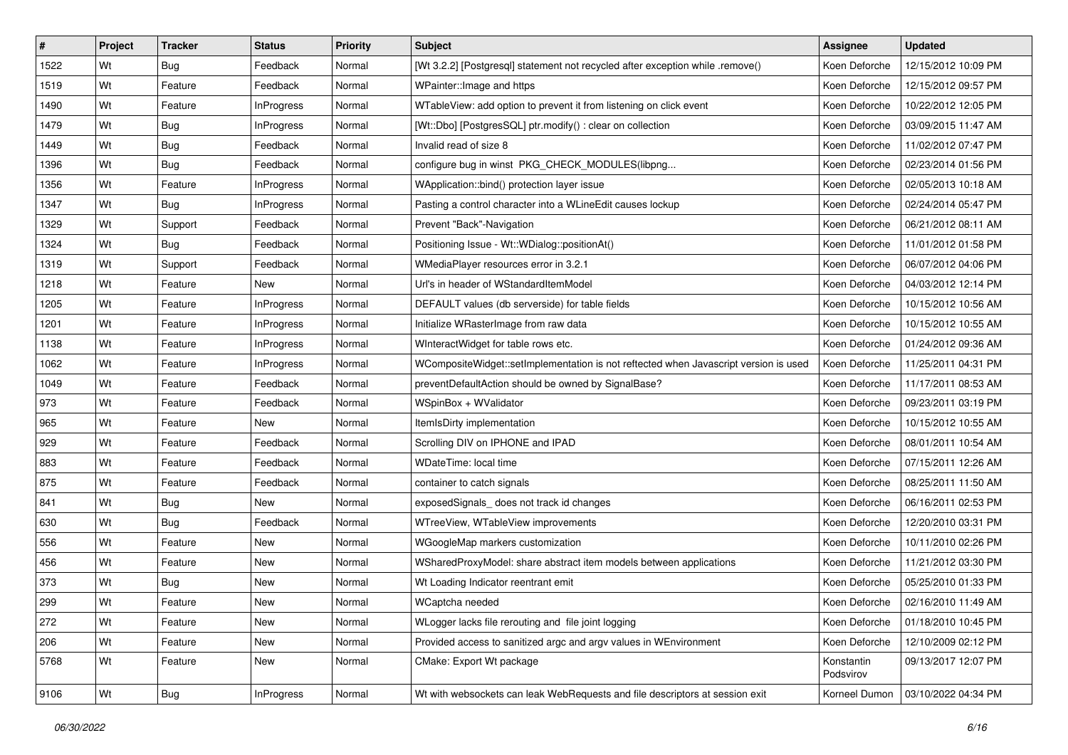| # | Project | Tracker | Status | Priority | Subject | Assignee | Updated |
|---|---|---|---|---|---|---|---|
| 1522 | Wt | Bug | Feedback | Normal | [Wt 3.2.2] [Postgresql] statement not recycled after exception while .remove() | Koen Deforche | 12/15/2012 10:09 PM |
| 1519 | Wt | Feature | Feedback | Normal | WPainter::Image and https | Koen Deforche | 12/15/2012 09:57 PM |
| 1490 | Wt | Feature | InProgress | Normal | WTableView: add option to prevent it from listening on click event | Koen Deforche | 10/22/2012 12:05 PM |
| 1479 | Wt | Bug | InProgress | Normal | [Wt::Dbo] [PostgresSQL] ptr.modify() : clear on collection | Koen Deforche | 03/09/2015 11:47 AM |
| 1449 | Wt | Bug | Feedback | Normal | Invalid read of size 8 | Koen Deforche | 11/02/2012 07:47 PM |
| 1396 | Wt | Bug | Feedback | Normal | configure bug in winst PKG_CHECK_MODULES(libpng... | Koen Deforche | 02/23/2014 01:56 PM |
| 1356 | Wt | Feature | InProgress | Normal | WApplication::bind() protection layer issue | Koen Deforche | 02/05/2013 10:18 AM |
| 1347 | Wt | Bug | InProgress | Normal | Pasting a control character into a WLineEdit causes lockup | Koen Deforche | 02/24/2014 05:47 PM |
| 1329 | Wt | Support | Feedback | Normal | Prevent "Back"-Navigation | Koen Deforche | 06/21/2012 08:11 AM |
| 1324 | Wt | Bug | Feedback | Normal | Positioning Issue - Wt::WDialog::positionAt() | Koen Deforche | 11/01/2012 01:58 PM |
| 1319 | Wt | Support | Feedback | Normal | WMediaPlayer resources error in 3.2.1 | Koen Deforche | 06/07/2012 04:06 PM |
| 1218 | Wt | Feature | New | Normal | Url's in header of WStandardItemModel | Koen Deforche | 04/03/2012 12:14 PM |
| 1205 | Wt | Feature | InProgress | Normal | DEFAULT values (db serverside) for table fields | Koen Deforche | 10/15/2012 10:56 AM |
| 1201 | Wt | Feature | InProgress | Normal | Initialize WRasterImage from raw data | Koen Deforche | 10/15/2012 10:55 AM |
| 1138 | Wt | Feature | InProgress | Normal | WInteractWidget for table rows etc. | Koen Deforche | 01/24/2012 09:36 AM |
| 1062 | Wt | Feature | InProgress | Normal | WCompositeWidget::setImplementation is not reftected when Javascript version is used | Koen Deforche | 11/25/2011 04:31 PM |
| 1049 | Wt | Feature | Feedback | Normal | preventDefaultAction should be owned by SignalBase? | Koen Deforche | 11/17/2011 08:53 AM |
| 973 | Wt | Feature | Feedback | Normal | WSpinBox + WValidator | Koen Deforche | 09/23/2011 03:19 PM |
| 965 | Wt | Feature | New | Normal | ItemIsDirty implementation | Koen Deforche | 10/15/2012 10:55 AM |
| 929 | Wt | Feature | Feedback | Normal | Scrolling DIV on IPHONE and IPAD | Koen Deforche | 08/01/2011 10:54 AM |
| 883 | Wt | Feature | Feedback | Normal | WDateTime: local time | Koen Deforche | 07/15/2011 12:26 AM |
| 875 | Wt | Feature | Feedback | Normal | container to catch signals | Koen Deforche | 08/25/2011 11:50 AM |
| 841 | Wt | Bug | New | Normal | exposedSignals_ does not track id changes | Koen Deforche | 06/16/2011 02:53 PM |
| 630 | Wt | Bug | Feedback | Normal | WTreeView, WTableView improvements | Koen Deforche | 12/20/2010 03:31 PM |
| 556 | Wt | Feature | New | Normal | WGoogleMap markers customization | Koen Deforche | 10/11/2010 02:26 PM |
| 456 | Wt | Feature | New | Normal | WSharedProxyModel: share abstract item models between applications | Koen Deforche | 11/21/2012 03:30 PM |
| 373 | Wt | Bug | New | Normal | Wt Loading Indicator reentrant emit | Koen Deforche | 05/25/2010 01:33 PM |
| 299 | Wt | Feature | New | Normal | WCaptcha needed | Koen Deforche | 02/16/2010 11:49 AM |
| 272 | Wt | Feature | New | Normal | WLogger lacks file rerouting and file joint logging | Koen Deforche | 01/18/2010 10:45 PM |
| 206 | Wt | Feature | New | Normal | Provided access to sanitized argc and argv values in WEnvironment | Koen Deforche | 12/10/2009 02:12 PM |
| 5768 | Wt | Feature | New | Normal | CMake: Export Wt package | Konstantin Podsvirov | 09/13/2017 12:07 PM |
| 9106 | Wt | Bug | InProgress | Normal | Wt with websockets can leak WebRequests and file descriptors at session exit | Korneel Dumon | 03/10/2022 04:34 PM |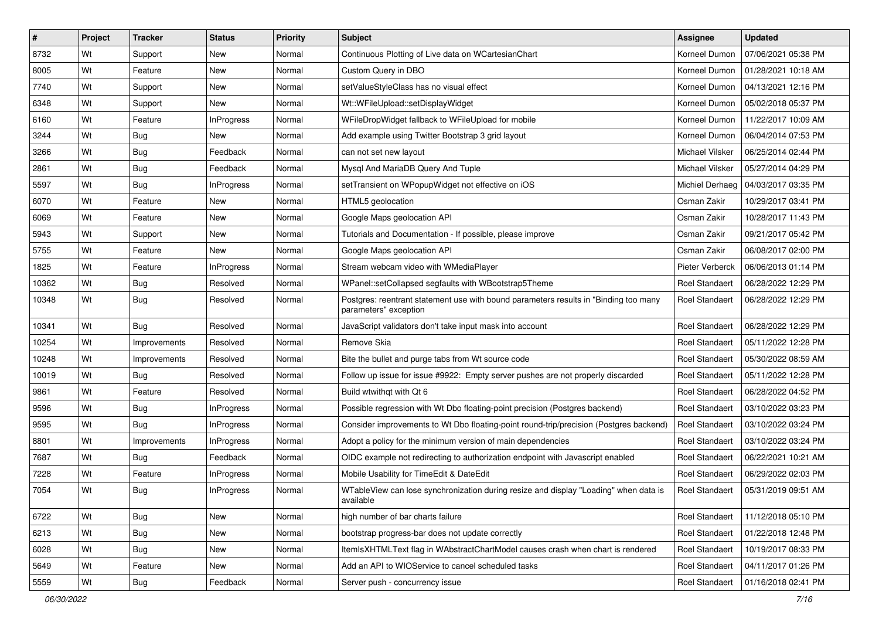| # | Project | Tracker | Status | Priority | Subject | Assignee | Updated |
|---|---|---|---|---|---|---|---|
| 8732 | Wt | Support | New | Normal | Continuous Plotting of Live data on WCartesianChart | Korneel Dumon | 07/06/2021 05:38 PM |
| 8005 | Wt | Feature | New | Normal | Custom Query in DBO | Korneel Dumon | 01/28/2021 10:18 AM |
| 7740 | Wt | Support | New | Normal | setValueStyleClass has no visual effect | Korneel Dumon | 04/13/2021 12:16 PM |
| 6348 | Wt | Support | New | Normal | Wt::WFileUpload::setDisplayWidget | Korneel Dumon | 05/02/2018 05:37 PM |
| 6160 | Wt | Feature | InProgress | Normal | WFileDropWidget fallback to WFileUpload for mobile | Korneel Dumon | 11/22/2017 10:09 AM |
| 3244 | Wt | Bug | New | Normal | Add example using Twitter Bootstrap 3 grid layout | Korneel Dumon | 06/04/2014 07:53 PM |
| 3266 | Wt | Bug | Feedback | Normal | can not set new layout | Michael Vilsker | 06/25/2014 02:44 PM |
| 2861 | Wt | Bug | Feedback | Normal | Mysql And MariaDB Query And Tuple | Michael Vilsker | 05/27/2014 04:29 PM |
| 5597 | Wt | Bug | InProgress | Normal | setTransient on WPopupWidget not effective on iOS | Michiel Derhaeg | 04/03/2017 03:35 PM |
| 6070 | Wt | Feature | New | Normal | HTML5 geolocation | Osman Zakir | 10/29/2017 03:41 PM |
| 6069 | Wt | Feature | New | Normal | Google Maps geolocation API | Osman Zakir | 10/28/2017 11:43 PM |
| 5943 | Wt | Support | New | Normal | Tutorials and Documentation - If possible, please improve | Osman Zakir | 09/21/2017 05:42 PM |
| 5755 | Wt | Feature | New | Normal | Google Maps geolocation API | Osman Zakir | 06/08/2017 02:00 PM |
| 1825 | Wt | Feature | InProgress | Normal | Stream webcam video with WMediaPlayer | Pieter Verberck | 06/06/2013 01:14 PM |
| 10362 | Wt | Bug | Resolved | Normal | WPanel::setCollapsed segfaults with WBootstrap5Theme | Roel Standaert | 06/28/2022 12:29 PM |
| 10348 | Wt | Bug | Resolved | Normal | Postgres: reentrant statement use with bound parameters results in "Binding too many parameters" exception | Roel Standaert | 06/28/2022 12:29 PM |
| 10341 | Wt | Bug | Resolved | Normal | JavaScript validators don't take input mask into account | Roel Standaert | 06/28/2022 12:29 PM |
| 10254 | Wt | Improvements | Resolved | Normal | Remove Skia | Roel Standaert | 05/11/2022 12:28 PM |
| 10248 | Wt | Improvements | Resolved | Normal | Bite the bullet and purge tabs from Wt source code | Roel Standaert | 05/30/2022 08:59 AM |
| 10019 | Wt | Bug | Resolved | Normal | Follow up issue for issue #9922: Empty server pushes are not properly discarded | Roel Standaert | 05/11/2022 12:28 PM |
| 9861 | Wt | Feature | Resolved | Normal | Build wtwithqt with Qt 6 | Roel Standaert | 06/28/2022 04:52 PM |
| 9596 | Wt | Bug | InProgress | Normal | Possible regression with Wt Dbo floating-point precision (Postgres backend) | Roel Standaert | 03/10/2022 03:23 PM |
| 9595 | Wt | Bug | InProgress | Normal | Consider improvements to Wt Dbo floating-point round-trip/precision (Postgres backend) | Roel Standaert | 03/10/2022 03:24 PM |
| 8801 | Wt | Improvements | InProgress | Normal | Adopt a policy for the minimum version of main dependencies | Roel Standaert | 03/10/2022 03:24 PM |
| 7687 | Wt | Bug | Feedback | Normal | OIDC example not redirecting to authorization endpoint with Javascript enabled | Roel Standaert | 06/22/2021 10:21 AM |
| 7228 | Wt | Feature | InProgress | Normal | Mobile Usability for TimeEdit & DateEdit | Roel Standaert | 06/29/2022 02:03 PM |
| 7054 | Wt | Bug | InProgress | Normal | WTableView can lose synchronization during resize and display "Loading" when data is available | Roel Standaert | 05/31/2019 09:51 AM |
| 6722 | Wt | Bug | New | Normal | high number of bar charts failure | Roel Standaert | 11/12/2018 05:10 PM |
| 6213 | Wt | Bug | New | Normal | bootstrap progress-bar does not update correctly | Roel Standaert | 01/22/2018 12:48 PM |
| 6028 | Wt | Bug | New | Normal | ItemIsXHTMLText flag in WAbstractChartModel causes crash when chart is rendered | Roel Standaert | 10/19/2017 08:33 PM |
| 5649 | Wt | Feature | New | Normal | Add an API to WIOService to cancel scheduled tasks | Roel Standaert | 04/11/2017 01:26 PM |
| 5559 | Wt | Bug | Feedback | Normal | Server push - concurrency issue | Roel Standaert | 01/16/2018 02:41 PM |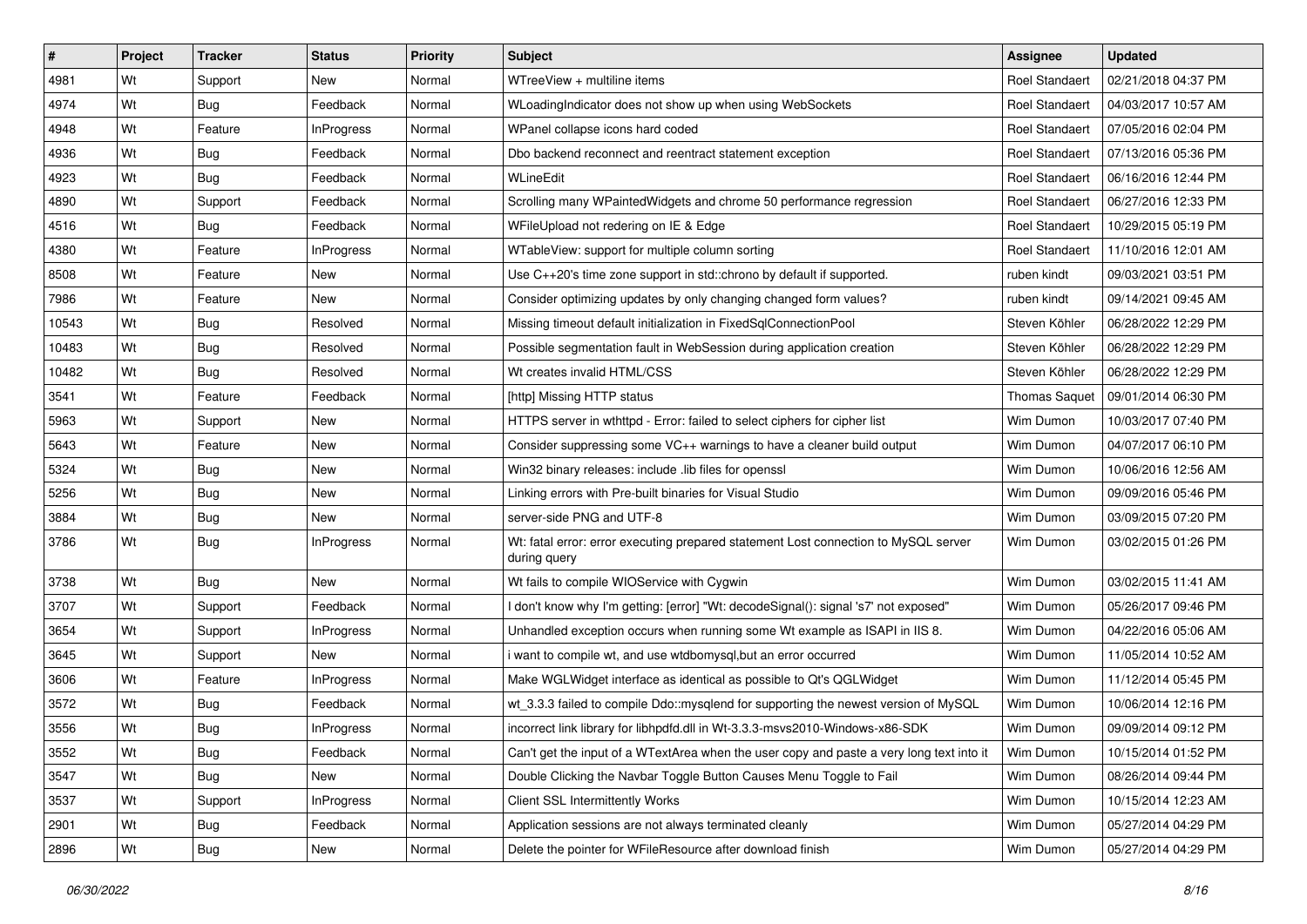| # | Project | Tracker | Status | Priority | Subject | Assignee | Updated |
|---|---|---|---|---|---|---|---|
| 4981 | Wt | Support | New | Normal | WTreeView + multiline items | Roel Standaert | 02/21/2018 04:37 PM |
| 4974 | Wt | Bug | Feedback | Normal | WLoadingIndicator does not show up when using WebSockets | Roel Standaert | 04/03/2017 10:57 AM |
| 4948 | Wt | Feature | InProgress | Normal | WPanel collapse icons hard coded | Roel Standaert | 07/05/2016 02:04 PM |
| 4936 | Wt | Bug | Feedback | Normal | Dbo backend reconnect and reentract statement exception | Roel Standaert | 07/13/2016 05:36 PM |
| 4923 | Wt | Bug | Feedback | Normal | WLineEdit | Roel Standaert | 06/16/2016 12:44 PM |
| 4890 | Wt | Support | Feedback | Normal | Scrolling many WPaintedWidgets and chrome 50 performance regression | Roel Standaert | 06/27/2016 12:33 PM |
| 4516 | Wt | Bug | Feedback | Normal | WFileUpload not redering on IE & Edge | Roel Standaert | 10/29/2015 05:19 PM |
| 4380 | Wt | Feature | InProgress | Normal | WTableView: support for multiple column sorting | Roel Standaert | 11/10/2016 12:01 AM |
| 8508 | Wt | Feature | New | Normal | Use C++20's time zone support in std::chrono by default if supported. | ruben kindt | 09/03/2021 03:51 PM |
| 7986 | Wt | Feature | New | Normal | Consider optimizing updates by only changing changed form values? | ruben kindt | 09/14/2021 09:45 AM |
| 10543 | Wt | Bug | Resolved | Normal | Missing timeout default initialization in FixedSqlConnectionPool | Steven Köhler | 06/28/2022 12:29 PM |
| 10483 | Wt | Bug | Resolved | Normal | Possible segmentation fault in WebSession during application creation | Steven Köhler | 06/28/2022 12:29 PM |
| 10482 | Wt | Bug | Resolved | Normal | Wt creates invalid HTML/CSS | Steven Köhler | 06/28/2022 12:29 PM |
| 3541 | Wt | Feature | Feedback | Normal | [http] Missing HTTP status | Thomas Saquet | 09/01/2014 06:30 PM |
| 5963 | Wt | Support | New | Normal | HTTPS server in wthttpd - Error: failed to select ciphers for cipher list | Wim Dumon | 10/03/2017 07:40 PM |
| 5643 | Wt | Feature | New | Normal | Consider suppressing some VC++ warnings to have a cleaner build output | Wim Dumon | 04/07/2017 06:10 PM |
| 5324 | Wt | Bug | New | Normal | Win32 binary releases: include .lib files for openssl | Wim Dumon | 10/06/2016 12:56 AM |
| 5256 | Wt | Bug | New | Normal | Linking errors with Pre-built binaries for Visual Studio | Wim Dumon | 09/09/2016 05:46 PM |
| 3884 | Wt | Bug | New | Normal | server-side PNG and UTF-8 | Wim Dumon | 03/09/2015 07:20 PM |
| 3786 | Wt | Bug | InProgress | Normal | Wt: fatal error: error executing prepared statement Lost connection to MySQL server during query | Wim Dumon | 03/02/2015 01:26 PM |
| 3738 | Wt | Bug | New | Normal | Wt fails to compile WIOService with Cygwin | Wim Dumon | 03/02/2015 11:41 AM |
| 3707 | Wt | Support | Feedback | Normal | I don't know why I'm getting: [error] "Wt: decodeSignal(): signal 's7' not exposed" | Wim Dumon | 05/26/2017 09:46 PM |
| 3654 | Wt | Support | InProgress | Normal | Unhandled exception occurs when running some Wt example as ISAPI in IIS 8. | Wim Dumon | 04/22/2016 05:06 AM |
| 3645 | Wt | Support | New | Normal | i want to compile wt, and use wtdbomysql,but an error occurred | Wim Dumon | 11/05/2014 10:52 AM |
| 3606 | Wt | Feature | InProgress | Normal | Make WGLWidget interface as identical as possible to Qt's QGLWidget | Wim Dumon | 11/12/2014 05:45 PM |
| 3572 | Wt | Bug | Feedback | Normal | wt_3.3.3 failed to compile Ddo::mysqlend for supporting the newest version of MySQL | Wim Dumon | 10/06/2014 12:16 PM |
| 3556 | Wt | Bug | InProgress | Normal | incorrect link library for libhpdfd.dll in Wt-3.3.3-msvs2010-Windows-x86-SDK | Wim Dumon | 09/09/2014 09:12 PM |
| 3552 | Wt | Bug | Feedback | Normal | Can't get the input of a WTextArea when the user copy and paste a very long text into it | Wim Dumon | 10/15/2014 01:52 PM |
| 3547 | Wt | Bug | New | Normal | Double Clicking the Navbar Toggle Button Causes Menu Toggle to Fail | Wim Dumon | 08/26/2014 09:44 PM |
| 3537 | Wt | Support | InProgress | Normal | Client SSL Intermittently Works | Wim Dumon | 10/15/2014 12:23 AM |
| 2901 | Wt | Bug | Feedback | Normal | Application sessions are not always terminated cleanly | Wim Dumon | 05/27/2014 04:29 PM |
| 2896 | Wt | Bug | New | Normal | Delete the pointer for WFileResource after download finish | Wim Dumon | 05/27/2014 04:29 PM |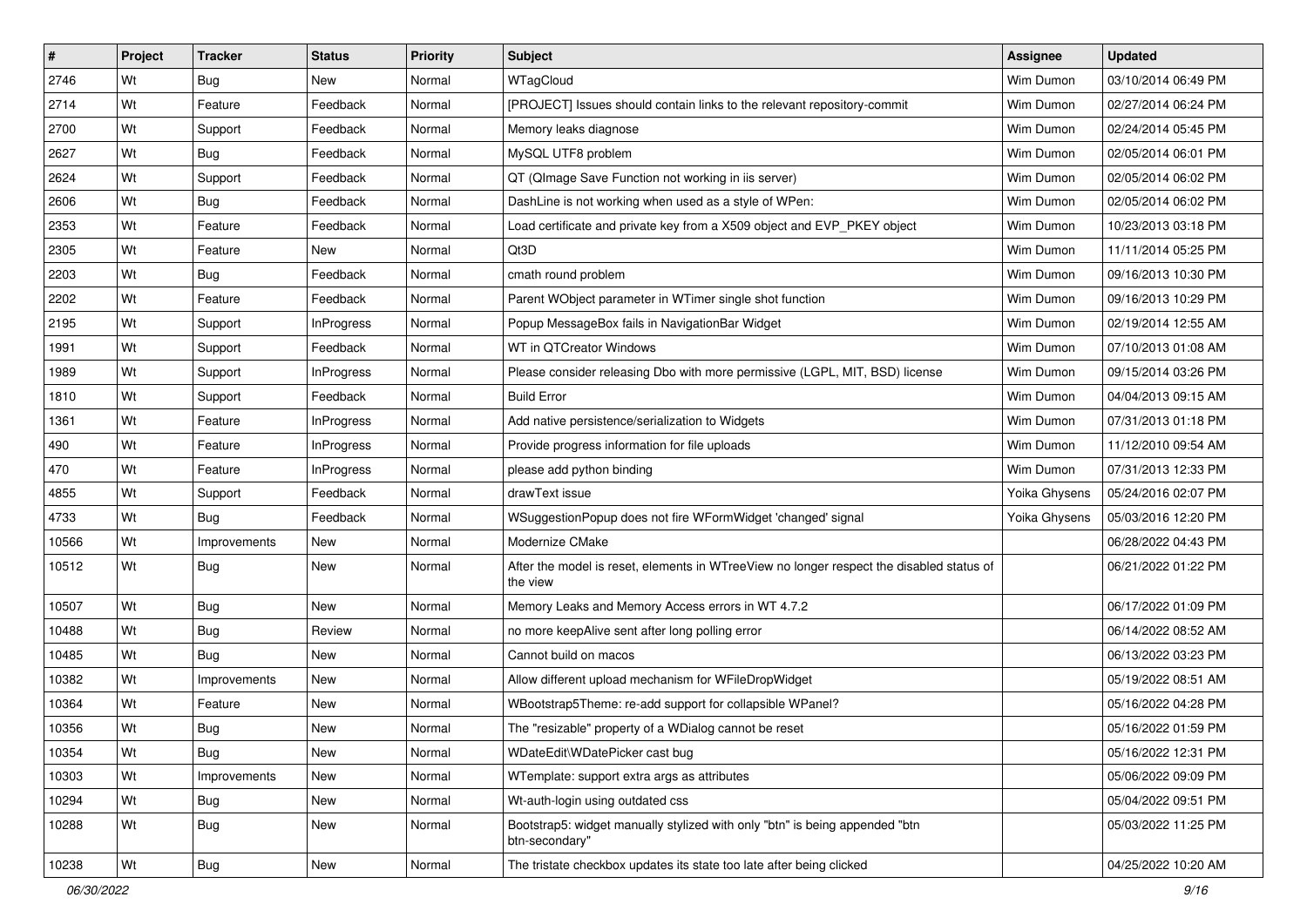| # | Project | Tracker | Status | Priority | Subject | Assignee | Updated |
|---|---|---|---|---|---|---|---|
| 2746 | Wt | Bug | New | Normal | WTagCloud | Wim Dumon | 03/10/2014 06:49 PM |
| 2714 | Wt | Feature | Feedback | Normal | [PROJECT] Issues should contain links to the relevant repository-commit | Wim Dumon | 02/27/2014 06:24 PM |
| 2700 | Wt | Support | Feedback | Normal | Memory leaks diagnose | Wim Dumon | 02/24/2014 05:45 PM |
| 2627 | Wt | Bug | Feedback | Normal | MySQL UTF8 problem | Wim Dumon | 02/05/2014 06:01 PM |
| 2624 | Wt | Support | Feedback | Normal | QT (QImage Save Function not working in iis server) | Wim Dumon | 02/05/2014 06:02 PM |
| 2606 | Wt | Bug | Feedback | Normal | DashLine is not working when used as a style of WPen: | Wim Dumon | 02/05/2014 06:02 PM |
| 2353 | Wt | Feature | Feedback | Normal | Load certificate and private key from a X509 object and EVP_PKEY object | Wim Dumon | 10/23/2013 03:18 PM |
| 2305 | Wt | Feature | New | Normal | Qt3D | Wim Dumon | 11/11/2014 05:25 PM |
| 2203 | Wt | Bug | Feedback | Normal | cmath round problem | Wim Dumon | 09/16/2013 10:30 PM |
| 2202 | Wt | Feature | Feedback | Normal | Parent WObject parameter in WTimer single shot function | Wim Dumon | 09/16/2013 10:29 PM |
| 2195 | Wt | Support | InProgress | Normal | Popup MessageBox fails in NavigationBar Widget | Wim Dumon | 02/19/2014 12:55 AM |
| 1991 | Wt | Support | Feedback | Normal | WT in QTCreator Windows | Wim Dumon | 07/10/2013 01:08 AM |
| 1989 | Wt | Support | InProgress | Normal | Please consider releasing Dbo with more permissive (LGPL, MIT, BSD) license | Wim Dumon | 09/15/2014 03:26 PM |
| 1810 | Wt | Support | Feedback | Normal | Build Error | Wim Dumon | 04/04/2013 09:15 AM |
| 1361 | Wt | Feature | InProgress | Normal | Add native persistence/serialization to Widgets | Wim Dumon | 07/31/2013 01:18 PM |
| 490 | Wt | Feature | InProgress | Normal | Provide progress information for file uploads | Wim Dumon | 11/12/2010 09:54 AM |
| 470 | Wt | Feature | InProgress | Normal | please add python binding | Wim Dumon | 07/31/2013 12:33 PM |
| 4855 | Wt | Support | Feedback | Normal | drawText issue | Yoika Ghysens | 05/24/2016 02:07 PM |
| 4733 | Wt | Bug | Feedback | Normal | WSuggestionPopup does not fire WFormWidget 'changed' signal | Yoika Ghysens | 05/03/2016 12:20 PM |
| 10566 | Wt | Improvements | New | Normal | Modernize CMake | | 06/28/2022 04:43 PM |
| 10512 | Wt | Bug | New | Normal | After the model is reset, elements in WTreeView no longer respect the disabled status of the view | | 06/21/2022 01:22 PM |
| 10507 | Wt | Bug | New | Normal | Memory Leaks and Memory Access errors in WT 4.7.2 | | 06/17/2022 01:09 PM |
| 10488 | Wt | Bug | Review | Normal | no more keepAlive sent after long polling error | | 06/14/2022 08:52 AM |
| 10485 | Wt | Bug | New | Normal | Cannot build on macos | | 06/13/2022 03:23 PM |
| 10382 | Wt | Improvements | New | Normal | Allow different upload mechanism for WFileDropWidget | | 05/19/2022 08:51 AM |
| 10364 | Wt | Feature | New | Normal | WBootstrap5Theme: re-add support for collapsible WPanel? | | 05/16/2022 04:28 PM |
| 10356 | Wt | Bug | New | Normal | The "resizable" property of a WDialog cannot be reset | | 05/16/2022 01:59 PM |
| 10354 | Wt | Bug | New | Normal | WDateEdit\WDatePicker cast bug | | 05/16/2022 12:31 PM |
| 10303 | Wt | Improvements | New | Normal | WTemplate: support extra args as attributes | | 05/06/2022 09:09 PM |
| 10294 | Wt | Bug | New | Normal | Wt-auth-login using outdated css | | 05/04/2022 09:51 PM |
| 10288 | Wt | Bug | New | Normal | Bootstrap5: widget manually stylized with only "btn" is being appended "btn btn-secondary" | | 05/03/2022 11:25 PM |
| 10238 | Wt | Bug | New | Normal | The tristate checkbox updates its state too late after being clicked | | 04/25/2022 10:20 AM |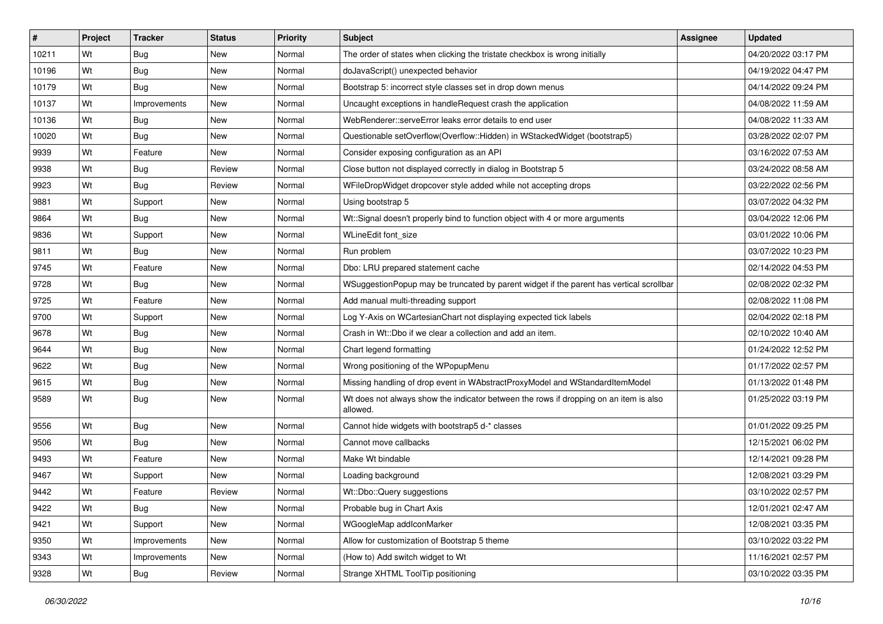| # | Project | Tracker | Status | Priority | Subject | Assignee | Updated |
|---|---|---|---|---|---|---|---|
| 10211 | Wt | Bug | New | Normal | The order of states when clicking the tristate checkbox is wrong initially | | 04/20/2022 03:17 PM |
| 10196 | Wt | Bug | New | Normal | doJavaScript() unexpected behavior | | 04/19/2022 04:47 PM |
| 10179 | Wt | Bug | New | Normal | Bootstrap 5: incorrect style classes set in drop down menus | | 04/14/2022 09:24 PM |
| 10137 | Wt | Improvements | New | Normal | Uncaught exceptions in handleRequest crash the application | | 04/08/2022 11:59 AM |
| 10136 | Wt | Bug | New | Normal | WebRenderer::serveError leaks error details to end user | | 04/08/2022 11:33 AM |
| 10020 | Wt | Bug | New | Normal | Questionable setOverflow(Overflow::Hidden) in WStackedWidget (bootstrap5) | | 03/28/2022 02:07 PM |
| 9939 | Wt | Feature | New | Normal | Consider exposing configuration as an API | | 03/16/2022 07:53 AM |
| 9938 | Wt | Bug | Review | Normal | Close button not displayed correctly in dialog in Bootstrap 5 | | 03/24/2022 08:58 AM |
| 9923 | Wt | Bug | Review | Normal | WFileDropWidget dropcover style added while not accepting drops | | 03/22/2022 02:56 PM |
| 9881 | Wt | Support | New | Normal | Using bootstrap 5 | | 03/07/2022 04:32 PM |
| 9864 | Wt | Bug | New | Normal | Wt::Signal doesn't properly bind to function object with 4 or more arguments | | 03/04/2022 12:06 PM |
| 9836 | Wt | Support | New | Normal | WLineEdit font_size | | 03/01/2022 10:06 PM |
| 9811 | Wt | Bug | New | Normal | Run problem | | 03/07/2022 10:23 PM |
| 9745 | Wt | Feature | New | Normal | Dbo: LRU prepared statement cache | | 02/14/2022 04:53 PM |
| 9728 | Wt | Bug | New | Normal | WSuggestionPopup may be truncated by parent widget if the parent has vertical scrollbar | | 02/08/2022 02:32 PM |
| 9725 | Wt | Feature | New | Normal | Add manual multi-threading support | | 02/08/2022 11:08 PM |
| 9700 | Wt | Support | New | Normal | Log Y-Axis on WCartesianChart not displaying expected tick labels | | 02/04/2022 02:18 PM |
| 9678 | Wt | Bug | New | Normal | Crash in Wt::Dbo if we clear a collection and add an item. | | 02/10/2022 10:40 AM |
| 9644 | Wt | Bug | New | Normal | Chart legend formatting | | 01/24/2022 12:52 PM |
| 9622 | Wt | Bug | New | Normal | Wrong positioning of the WPopupMenu | | 01/17/2022 02:57 PM |
| 9615 | Wt | Bug | New | Normal | Missing handling of drop event in WAbstractProxyModel and WStandardItemModel | | 01/13/2022 01:48 PM |
| 9589 | Wt | Bug | New | Normal | Wt does not always show the indicator between the rows if dropping on an item is also allowed. | | 01/25/2022 03:19 PM |
| 9556 | Wt | Bug | New | Normal | Cannot hide widgets with bootstrap5 d-* classes | | 01/01/2022 09:25 PM |
| 9506 | Wt | Bug | New | Normal | Cannot move callbacks | | 12/15/2021 06:02 PM |
| 9493 | Wt | Feature | New | Normal | Make Wt bindable | | 12/14/2021 09:28 PM |
| 9467 | Wt | Support | New | Normal | Loading background | | 12/08/2021 03:29 PM |
| 9442 | Wt | Feature | Review | Normal | Wt::Dbo::Query suggestions | | 03/10/2022 02:57 PM |
| 9422 | Wt | Bug | New | Normal | Probable bug in Chart Axis | | 12/01/2021 02:47 AM |
| 9421 | Wt | Support | New | Normal | WGoogleMap addIconMarker | | 12/08/2021 03:35 PM |
| 9350 | Wt | Improvements | New | Normal | Allow for customization of Bootstrap 5 theme | | 03/10/2022 03:22 PM |
| 9343 | Wt | Improvements | New | Normal | (How to) Add switch widget to Wt | | 11/16/2021 02:57 PM |
| 9328 | Wt | Bug | Review | Normal | Strange XHTML ToolTip positioning | | 03/10/2022 03:35 PM |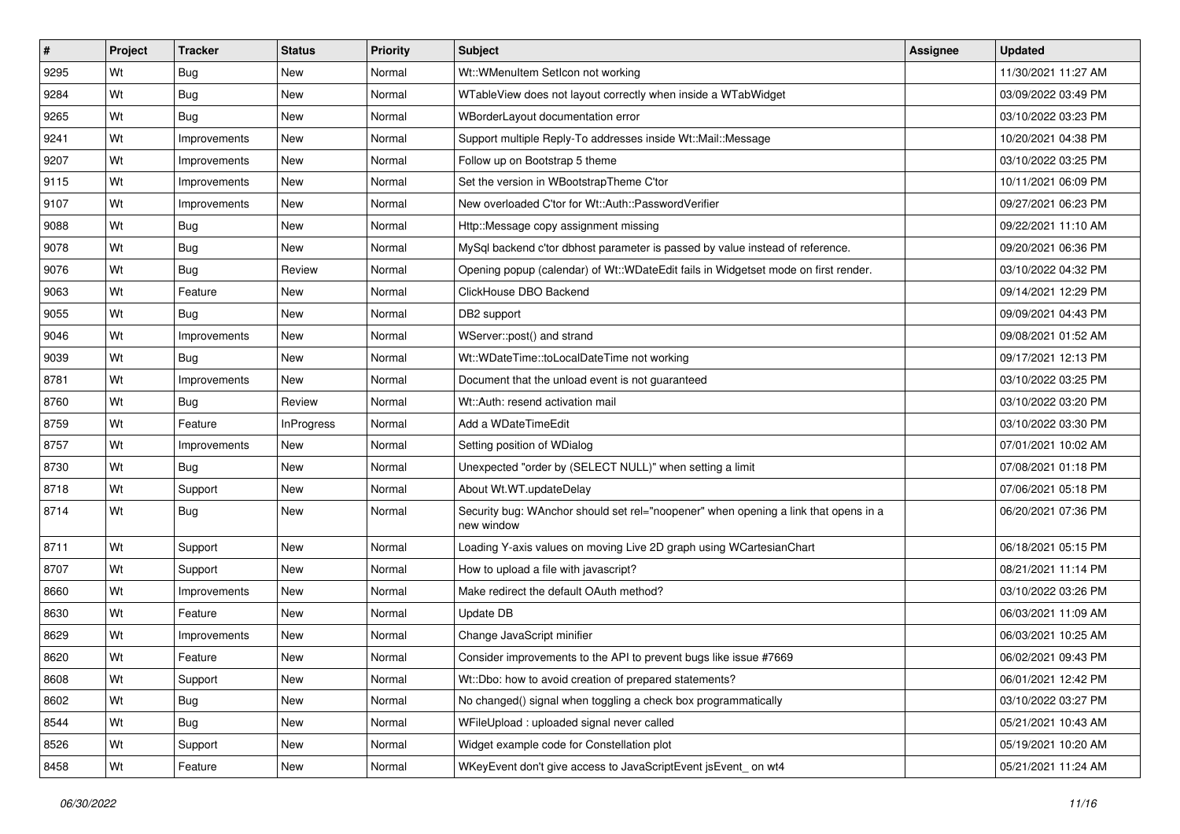| # | Project | Tracker | Status | Priority | Subject | Assignee | Updated |
|---|---|---|---|---|---|---|---|
| 9295 | Wt | Bug | New | Normal | Wt::WMenuItem SetIcon not working | | 11/30/2021 11:27 AM |
| 9284 | Wt | Bug | New | Normal | WTableView does not layout correctly when inside a WTabWidget | | 03/09/2022 03:49 PM |
| 9265 | Wt | Bug | New | Normal | WBorderLayout documentation error | | 03/10/2022 03:23 PM |
| 9241 | Wt | Improvements | New | Normal | Support multiple Reply-To addresses inside Wt::Mail::Message | | 10/20/2021 04:38 PM |
| 9207 | Wt | Improvements | New | Normal | Follow up on Bootstrap 5 theme | | 03/10/2022 03:25 PM |
| 9115 | Wt | Improvements | New | Normal | Set the version in WBootstrapTheme C'tor | | 10/11/2021 06:09 PM |
| 9107 | Wt | Improvements | New | Normal | New overloaded C'tor for Wt::Auth::PasswordVerifier | | 09/27/2021 06:23 PM |
| 9088 | Wt | Bug | New | Normal | Http::Message copy assignment missing | | 09/22/2021 11:10 AM |
| 9078 | Wt | Bug | New | Normal | MySql backend c'tor dbhost parameter is passed by value instead of reference. | | 09/20/2021 06:36 PM |
| 9076 | Wt | Bug | Review | Normal | Opening popup (calendar) of Wt::WDateEdit fails in Widgetset mode on first render. | | 03/10/2022 04:32 PM |
| 9063 | Wt | Feature | New | Normal | ClickHouse DBO Backend | | 09/14/2021 12:29 PM |
| 9055 | Wt | Bug | New | Normal | DB2 support | | 09/09/2021 04:43 PM |
| 9046 | Wt | Improvements | New | Normal | WServer::post() and strand | | 09/08/2021 01:52 AM |
| 9039 | Wt | Bug | New | Normal | Wt::WDateTime::toLocalDateTime not working | | 09/17/2021 12:13 PM |
| 8781 | Wt | Improvements | New | Normal | Document that the unload event is not guaranteed | | 03/10/2022 03:25 PM |
| 8760 | Wt | Bug | Review | Normal | Wt::Auth: resend activation mail | | 03/10/2022 03:20 PM |
| 8759 | Wt | Feature | InProgress | Normal | Add a WDateTimeEdit | | 03/10/2022 03:30 PM |
| 8757 | Wt | Improvements | New | Normal | Setting position of WDialog | | 07/01/2021 10:02 AM |
| 8730 | Wt | Bug | New | Normal | Unexpected "order by (SELECT NULL)" when setting a limit | | 07/08/2021 01:18 PM |
| 8718 | Wt | Support | New | Normal | About Wt.WT.updateDelay | | 07/06/2021 05:18 PM |
| 8714 | Wt | Bug | New | Normal | Security bug: WAnchor should set rel="noopener" when opening a link that opens in a new window | | 06/20/2021 07:36 PM |
| 8711 | Wt | Support | New | Normal | Loading Y-axis values on moving Live 2D graph using WCartesianChart | | 06/18/2021 05:15 PM |
| 8707 | Wt | Support | New | Normal | How to upload a file with javascript? | | 08/21/2021 11:14 PM |
| 8660 | Wt | Improvements | New | Normal | Make redirect the default OAuth method? | | 03/10/2022 03:26 PM |
| 8630 | Wt | Feature | New | Normal | Update DB | | 06/03/2021 11:09 AM |
| 8629 | Wt | Improvements | New | Normal | Change JavaScript minifier | | 06/03/2021 10:25 AM |
| 8620 | Wt | Feature | New | Normal | Consider improvements to the API to prevent bugs like issue #7669 | | 06/02/2021 09:43 PM |
| 8608 | Wt | Support | New | Normal | Wt::Dbo: how to avoid creation of prepared statements? | | 06/01/2021 12:42 PM |
| 8602 | Wt | Bug | New | Normal | No changed() signal when toggling a check box programmatically | | 03/10/2022 03:27 PM |
| 8544 | Wt | Bug | New | Normal | WFileUpload : uploaded signal never called | | 05/21/2021 10:43 AM |
| 8526 | Wt | Support | New | Normal | Widget example code for Constellation plot | | 05/19/2021 10:20 AM |
| 8458 | Wt | Feature | New | Normal | WKeyEvent don't give access to JavaScriptEvent jsEvent_ on wt4 | | 05/21/2021 11:24 AM |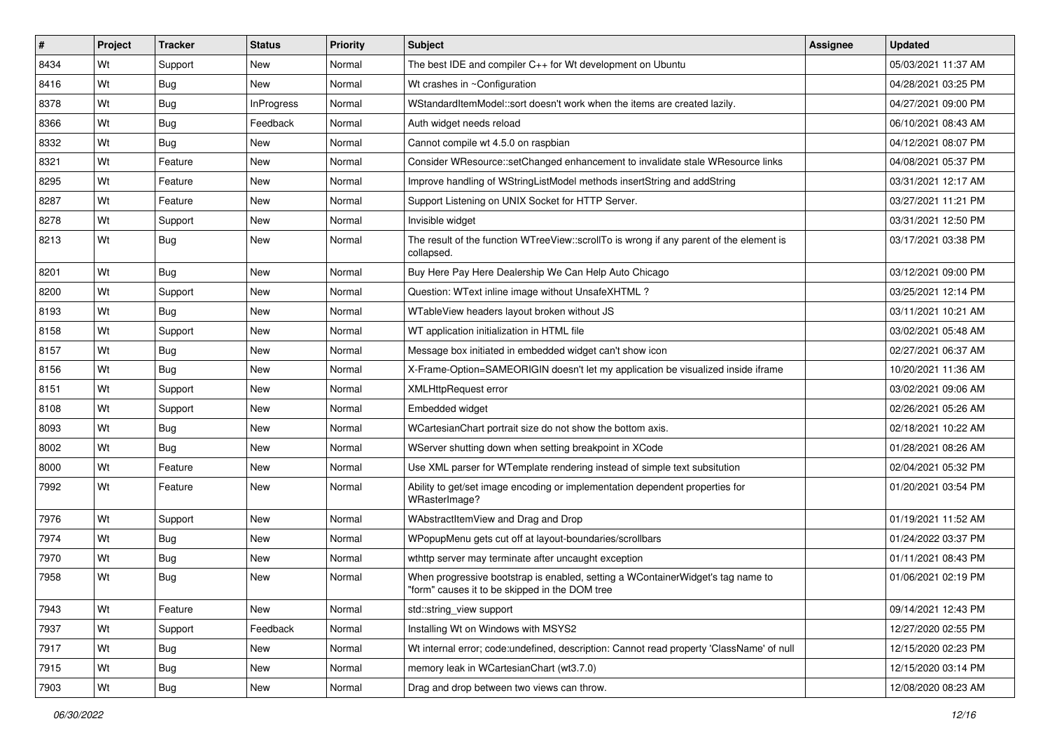| # | Project | Tracker | Status | Priority | Subject | Assignee | Updated |
|---|---|---|---|---|---|---|---|
| 8434 | Wt | Support | New | Normal | The best IDE and compiler C++ for Wt development on Ubuntu | | 05/03/2021 11:37 AM |
| 8416 | Wt | Bug | New | Normal | Wt crashes in ~Configuration | | 04/28/2021 03:25 PM |
| 8378 | Wt | Bug | InProgress | Normal | WStandardItemModel::sort doesn't work when the items are created lazily. | | 04/27/2021 09:00 PM |
| 8366 | Wt | Bug | Feedback | Normal | Auth widget needs reload | | 06/10/2021 08:43 AM |
| 8332 | Wt | Bug | New | Normal | Cannot compile wt 4.5.0 on raspbian | | 04/12/2021 08:07 PM |
| 8321 | Wt | Feature | New | Normal | Consider WResource::setChanged enhancement to invalidate stale WResource links | | 04/08/2021 05:37 PM |
| 8295 | Wt | Feature | New | Normal | Improve handling of WStringListModel methods insertString and addString | | 03/31/2021 12:17 AM |
| 8287 | Wt | Feature | New | Normal | Support Listening on UNIX Socket for HTTP Server. | | 03/27/2021 11:21 PM |
| 8278 | Wt | Support | New | Normal | Invisible widget | | 03/31/2021 12:50 PM |
| 8213 | Wt | Bug | New | Normal | The result of the function WTreeView::scrollTo is wrong if any parent of the element is collapsed. | | 03/17/2021 03:38 PM |
| 8201 | Wt | Bug | New | Normal | Buy Here Pay Here Dealership We Can Help Auto Chicago | | 03/12/2021 09:00 PM |
| 8200 | Wt | Support | New | Normal | Question: WText inline image without UnsafeXHTML ? | | 03/25/2021 12:14 PM |
| 8193 | Wt | Bug | New | Normal | WTableView headers layout broken without JS | | 03/11/2021 10:21 AM |
| 8158 | Wt | Support | New | Normal | WT application initialization in HTML file | | 03/02/2021 05:48 AM |
| 8157 | Wt | Bug | New | Normal | Message box initiated in embedded widget can't show icon | | 02/27/2021 06:37 AM |
| 8156 | Wt | Bug | New | Normal | X-Frame-Option=SAMEORIGIN doesn't let my application be visualized inside iframe | | 10/20/2021 11:36 AM |
| 8151 | Wt | Support | New | Normal | XMLHttpRequest error | | 03/02/2021 09:06 AM |
| 8108 | Wt | Support | New | Normal | Embedded widget | | 02/26/2021 05:26 AM |
| 8093 | Wt | Bug | New | Normal | WCartesianChart portrait size do not show the bottom axis. | | 02/18/2021 10:22 AM |
| 8002 | Wt | Bug | New | Normal | WServer shutting down when setting breakpoint in XCode | | 01/28/2021 08:26 AM |
| 8000 | Wt | Feature | New | Normal | Use XML parser for WTemplate rendering instead of simple text subsitution | | 02/04/2021 05:32 PM |
| 7992 | Wt | Feature | New | Normal | Ability to get/set image encoding or implementation dependent properties for WRasterImage? | | 01/20/2021 03:54 PM |
| 7976 | Wt | Support | New | Normal | WAbstractItemView and Drag and Drop | | 01/19/2021 11:52 AM |
| 7974 | Wt | Bug | New | Normal | WPopupMenu gets cut off at layout-boundaries/scrollbars | | 01/24/2022 03:37 PM |
| 7970 | Wt | Bug | New | Normal | wthttp server may terminate after uncaught exception | | 01/11/2021 08:43 PM |
| 7958 | Wt | Bug | New | Normal | When progressive bootstrap is enabled, setting a WContainerWidget's tag name to "form" causes it to be skipped in the DOM tree | | 01/06/2021 02:19 PM |
| 7943 | Wt | Feature | New | Normal | std::string_view support | | 09/14/2021 12:43 PM |
| 7937 | Wt | Support | Feedback | Normal | Installing Wt on Windows with MSYS2 | | 12/27/2020 02:55 PM |
| 7917 | Wt | Bug | New | Normal | Wt internal error; code:undefined, description: Cannot read property 'ClassName' of null | | 12/15/2020 02:23 PM |
| 7915 | Wt | Bug | New | Normal | memory leak in WCartesianChart (wt3.7.0) | | 12/15/2020 03:14 PM |
| 7903 | Wt | Bug | New | Normal | Drag and drop between two views can throw. | | 12/08/2020 08:23 AM |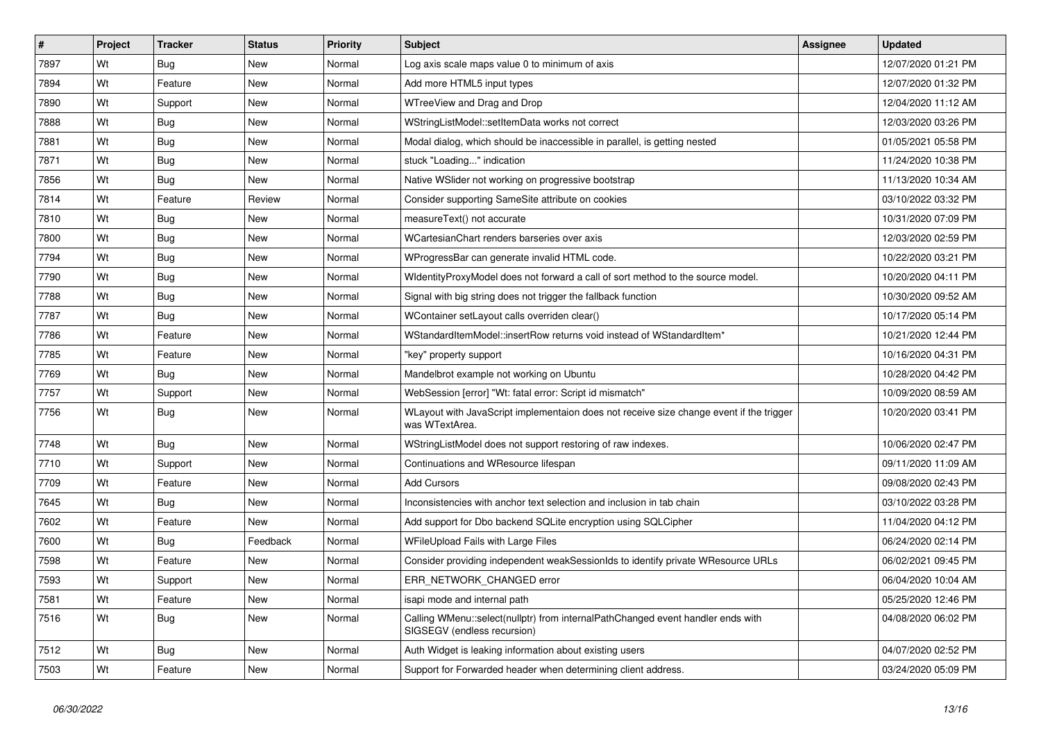| # | Project | Tracker | Status | Priority | Subject | Assignee | Updated |
|---|---|---|---|---|---|---|---|
| 7897 | Wt | Bug | New | Normal | Log axis scale maps value 0 to minimum of axis | | 12/07/2020 01:21 PM |
| 7894 | Wt | Feature | New | Normal | Add more HTML5 input types | | 12/07/2020 01:32 PM |
| 7890 | Wt | Support | New | Normal | WTreeView and Drag and Drop | | 12/04/2020 11:12 AM |
| 7888 | Wt | Bug | New | Normal | WStringListModel::setItemData works not correct | | 12/03/2020 03:26 PM |
| 7881 | Wt | Bug | New | Normal | Modal dialog, which should be inaccessible in parallel, is getting nested | | 01/05/2021 05:58 PM |
| 7871 | Wt | Bug | New | Normal | stuck "Loading..." indication | | 11/24/2020 10:38 PM |
| 7856 | Wt | Bug | New | Normal | Native WSlider not working on progressive bootstrap | | 11/13/2020 10:34 AM |
| 7814 | Wt | Feature | Review | Normal | Consider supporting SameSite attribute on cookies | | 03/10/2022 03:32 PM |
| 7810 | Wt | Bug | New | Normal | measureText() not accurate | | 10/31/2020 07:09 PM |
| 7800 | Wt | Bug | New | Normal | WCartesianChart renders barseries over axis | | 12/03/2020 02:59 PM |
| 7794 | Wt | Bug | New | Normal | WProgressBar can generate invalid HTML code. | | 10/22/2020 03:21 PM |
| 7790 | Wt | Bug | New | Normal | WIdentityProxyModel does not forward a call of sort method to the source model. | | 10/20/2020 04:11 PM |
| 7788 | Wt | Bug | New | Normal | Signal with big string does not trigger the fallback function | | 10/30/2020 09:52 AM |
| 7787 | Wt | Bug | New | Normal | WContainer setLayout calls overriden clear() | | 10/17/2020 05:14 PM |
| 7786 | Wt | Feature | New | Normal | WStandardItemModel::insertRow returns void instead of WStandardItem* | | 10/21/2020 12:44 PM |
| 7785 | Wt | Feature | New | Normal | "key" property support | | 10/16/2020 04:31 PM |
| 7769 | Wt | Bug | New | Normal | Mandelbrot example not working on Ubuntu | | 10/28/2020 04:42 PM |
| 7757 | Wt | Support | New | Normal | WebSession [error] "Wt: fatal error: Script id mismatch" | | 10/09/2020 08:59 AM |
| 7756 | Wt | Bug | New | Normal | WLayout with JavaScript implementaion does not receive size change event if the trigger was WTextArea. | | 10/20/2020 03:41 PM |
| 7748 | Wt | Bug | New | Normal | WStringListModel does not support restoring of raw indexes. | | 10/06/2020 02:47 PM |
| 7710 | Wt | Support | New | Normal | Continuations and WResource lifespan | | 09/11/2020 11:09 AM |
| 7709 | Wt | Feature | New | Normal | Add Cursors | | 09/08/2020 02:43 PM |
| 7645 | Wt | Bug | New | Normal | Inconsistencies with anchor text selection and inclusion in tab chain | | 03/10/2022 03:28 PM |
| 7602 | Wt | Feature | New | Normal | Add support for Dbo backend SQLite encryption using SQLCipher | | 11/04/2020 04:12 PM |
| 7600 | Wt | Bug | Feedback | Normal | WFileUpload Fails with Large Files | | 06/24/2020 02:14 PM |
| 7598 | Wt | Feature | New | Normal | Consider providing independent weakSessionIds to identify private WResource URLs | | 06/02/2021 09:45 PM |
| 7593 | Wt | Support | New | Normal | ERR_NETWORK_CHANGED error | | 06/04/2020 10:04 AM |
| 7581 | Wt | Feature | New | Normal | isapi mode and internal path | | 05/25/2020 12:46 PM |
| 7516 | Wt | Bug | New | Normal | Calling WMenu::select(nullptr) from internalPathChanged event handler ends with SIGSEGV (endless recursion) | | 04/08/2020 06:02 PM |
| 7512 | Wt | Bug | New | Normal | Auth Widget is leaking information about existing users | | 04/07/2020 02:52 PM |
| 7503 | Wt | Feature | New | Normal | Support for Forwarded header when determining client address. | | 03/24/2020 05:09 PM |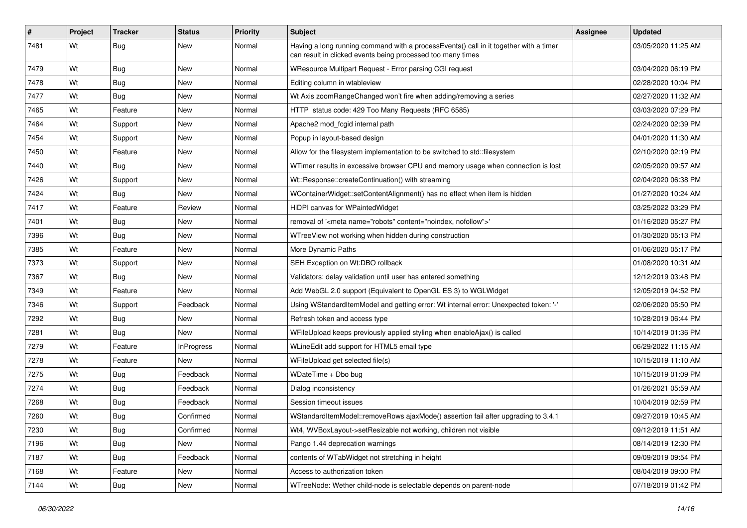| # | Project | Tracker | Status | Priority | Subject | Assignee | Updated |
|---|---|---|---|---|---|---|---|
| 7481 | Wt | Bug | New | Normal | Having a long running command with a processEvents() call in it together with a timer can result in clicked events being processed too many times | | 03/05/2020 11:25 AM |
| 7479 | Wt | Bug | New | Normal | WResource Multipart Request - Error parsing CGI request | | 03/04/2020 06:19 PM |
| 7478 | Wt | Bug | New | Normal | Editing column in wtableview | | 02/28/2020 10:04 PM |
| 7477 | Wt | Bug | New | Normal | Wt Axis zoomRangeChanged won't fire when adding/removing a series | | 02/27/2020 11:32 AM |
| 7465 | Wt | Feature | New | Normal | HTTP status code: 429 Too Many Requests (RFC 6585) | | 03/03/2020 07:29 PM |
| 7464 | Wt | Support | New | Normal | Apache2 mod_fcgid internal path | | 02/24/2020 02:39 PM |
| 7454 | Wt | Support | New | Normal | Popup in layout-based design | | 04/01/2020 11:30 AM |
| 7450 | Wt | Feature | New | Normal | Allow for the filesystem implementation to be switched to std::filesystem | | 02/10/2020 02:19 PM |
| 7440 | Wt | Bug | New | Normal | WTimer results in excessive browser CPU and memory usage when connection is lost | | 02/05/2020 09:57 AM |
| 7426 | Wt | Support | New | Normal | Wt::Response::createContinuation() with streaming | | 02/04/2020 06:38 PM |
| 7424 | Wt | Bug | New | Normal | WContainerWidget::setContentAlignment() has no effect when item is hidden | | 01/27/2020 10:24 AM |
| 7417 | Wt | Feature | Review | Normal | HiDPI canvas for WPaintedWidget | | 03/25/2022 03:29 PM |
| 7401 | Wt | Bug | New | Normal | removal of '<meta name="robots" content="noindex, nofollow">' | | 01/16/2020 05:27 PM |
| 7396 | Wt | Bug | New | Normal | WTreeView not working when hidden during construction | | 01/30/2020 05:13 PM |
| 7385 | Wt | Feature | New | Normal | More Dynamic Paths | | 01/06/2020 05:17 PM |
| 7373 | Wt | Support | New | Normal | SEH Exception on Wt:DBO rollback | | 01/08/2020 10:31 AM |
| 7367 | Wt | Bug | New | Normal | Validators: delay validation until user has entered something | | 12/12/2019 03:48 PM |
| 7349 | Wt | Feature | New | Normal | Add WebGL 2.0 support (Equivalent to OpenGL ES 3) to WGLWidget | | 12/05/2019 04:52 PM |
| 7346 | Wt | Support | Feedback | Normal | Using WStandardItemModel and getting error: Wt internal error: Unexpected token: '-' | | 02/06/2020 05:50 PM |
| 7292 | Wt | Bug | New | Normal | Refresh token and access type | | 10/28/2019 06:44 PM |
| 7281 | Wt | Bug | New | Normal | WFileUpload keeps previously applied styling when enableAjax() is called | | 10/14/2019 01:36 PM |
| 7279 | Wt | Feature | InProgress | Normal | WLineEdit add support for HTML5 email type | | 06/29/2022 11:15 AM |
| 7278 | Wt | Feature | New | Normal | WFileUpload get selected file(s) | | 10/15/2019 11:10 AM |
| 7275 | Wt | Bug | Feedback | Normal | WDateTime + Dbo bug | | 10/15/2019 01:09 PM |
| 7274 | Wt | Bug | Feedback | Normal | Dialog inconsistency | | 01/26/2021 05:59 AM |
| 7268 | Wt | Bug | Feedback | Normal | Session timeout issues | | 10/04/2019 02:59 PM |
| 7260 | Wt | Bug | Confirmed | Normal | WStandardItemModel::removeRows ajaxMode() assertion fail after upgrading to 3.4.1 | | 09/27/2019 10:45 AM |
| 7230 | Wt | Bug | Confirmed | Normal | Wt4, WVBoxLayout->setResizable not working, children not visible | | 09/12/2019 11:51 AM |
| 7196 | Wt | Bug | New | Normal | Pango 1.44 deprecation warnings | | 08/14/2019 12:30 PM |
| 7187 | Wt | Bug | Feedback | Normal | contents of WTabWidget not stretching in height | | 09/09/2019 09:54 PM |
| 7168 | Wt | Feature | New | Normal | Access to authorization token | | 08/04/2019 09:00 PM |
| 7144 | Wt | Bug | New | Normal | WTreeNode: Wether child-node is selectable depends on parent-node | | 07/18/2019 01:42 PM |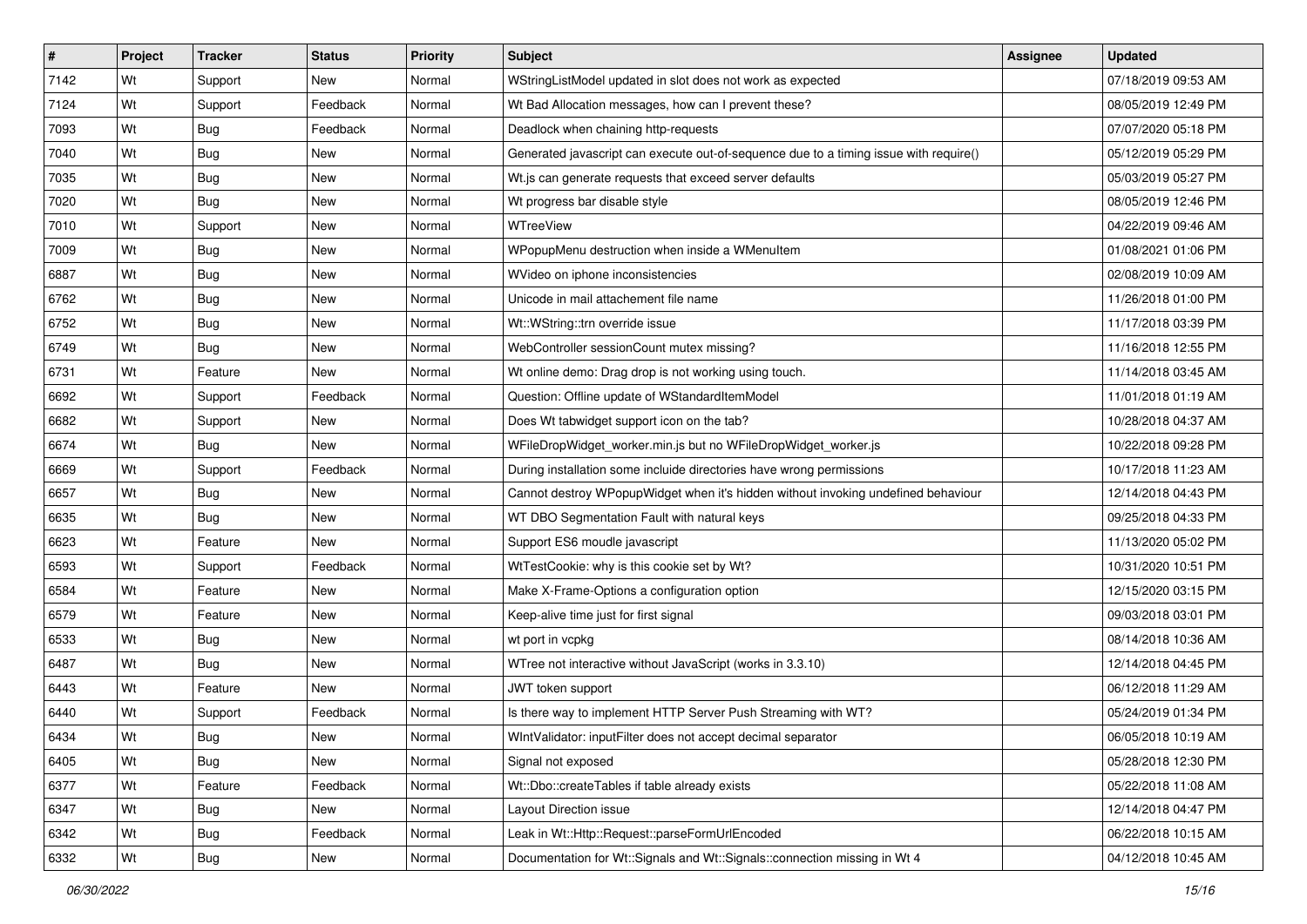| # | Project | Tracker | Status | Priority | Subject | Assignee | Updated |
|---|---|---|---|---|---|---|---|
| 7142 | Wt | Support | New | Normal | WStringListModel updated in slot does not work as expected | | 07/18/2019 09:53 AM |
| 7124 | Wt | Support | Feedback | Normal | Wt Bad Allocation messages, how can I prevent these? | | 08/05/2019 12:49 PM |
| 7093 | Wt | Bug | Feedback | Normal | Deadlock when chaining http-requests | | 07/07/2020 05:18 PM |
| 7040 | Wt | Bug | New | Normal | Generated javascript can execute out-of-sequence due to a timing issue with require() | | 05/12/2019 05:29 PM |
| 7035 | Wt | Bug | New | Normal | Wt.js can generate requests that exceed server defaults | | 05/03/2019 05:27 PM |
| 7020 | Wt | Bug | New | Normal | Wt progress bar disable style | | 08/05/2019 12:46 PM |
| 7010 | Wt | Support | New | Normal | WTreeView | | 04/22/2019 09:46 AM |
| 7009 | Wt | Bug | New | Normal | WPopupMenu destruction when inside a WMenuItem | | 01/08/2021 01:06 PM |
| 6887 | Wt | Bug | New | Normal | WVideo on iphone inconsistencies | | 02/08/2019 10:09 AM |
| 6762 | Wt | Bug | New | Normal | Unicode in mail attachement file name | | 11/26/2018 01:00 PM |
| 6752 | Wt | Bug | New | Normal | Wt::WString::trn override issue | | 11/17/2018 03:39 PM |
| 6749 | Wt | Bug | New | Normal | WebController sessionCount mutex missing? | | 11/16/2018 12:55 PM |
| 6731 | Wt | Feature | New | Normal | Wt online demo: Drag drop is not working using touch. | | 11/14/2018 03:45 AM |
| 6692 | Wt | Support | Feedback | Normal | Question: Offline update of WStandardItemModel | | 11/01/2018 01:19 AM |
| 6682 | Wt | Support | New | Normal | Does Wt tabwidget support icon on the tab? | | 10/28/2018 04:37 AM |
| 6674 | Wt | Bug | New | Normal | WFileDropWidget_worker.min.js but no WFileDropWidget_worker.js | | 10/22/2018 09:28 PM |
| 6669 | Wt | Support | Feedback | Normal | During installation some incluide directories have wrong permissions | | 10/17/2018 11:23 AM |
| 6657 | Wt | Bug | New | Normal | Cannot destroy WPopupWidget when it's hidden without invoking undefined behaviour | | 12/14/2018 04:43 PM |
| 6635 | Wt | Bug | New | Normal | WT DBO Segmentation Fault with natural keys | | 09/25/2018 04:33 PM |
| 6623 | Wt | Feature | New | Normal | Support ES6 moudle javascript | | 11/13/2020 05:02 PM |
| 6593 | Wt | Support | Feedback | Normal | WtTestCookie: why is this cookie set by Wt? | | 10/31/2020 10:51 PM |
| 6584 | Wt | Feature | New | Normal | Make X-Frame-Options a configuration option | | 12/15/2020 03:15 PM |
| 6579 | Wt | Feature | New | Normal | Keep-alive time just for first signal | | 09/03/2018 03:01 PM |
| 6533 | Wt | Bug | New | Normal | wt port in vcpkg | | 08/14/2018 10:36 AM |
| 6487 | Wt | Bug | New | Normal | WTree not interactive without JavaScript (works in 3.3.10) | | 12/14/2018 04:45 PM |
| 6443 | Wt | Feature | New | Normal | JWT token support | | 06/12/2018 11:29 AM |
| 6440 | Wt | Support | Feedback | Normal | Is there way to implement HTTP Server Push Streaming with WT? | | 05/24/2019 01:34 PM |
| 6434 | Wt | Bug | New | Normal | WIntValidator: inputFilter does not accept decimal separator | | 06/05/2018 10:19 AM |
| 6405 | Wt | Bug | New | Normal | Signal not exposed | | 05/28/2018 12:30 PM |
| 6377 | Wt | Feature | Feedback | Normal | Wt::Dbo::createTables if table already exists | | 05/22/2018 11:08 AM |
| 6347 | Wt | Bug | New | Normal | Layout Direction issue | | 12/14/2018 04:47 PM |
| 6342 | Wt | Bug | Feedback | Normal | Leak in Wt::Http::Request::parseFormUrlEncoded | | 06/22/2018 10:15 AM |
| 6332 | Wt | Bug | New | Normal | Documentation for Wt::Signals and Wt::Signals::connection missing in Wt 4 | | 04/12/2018 10:45 AM |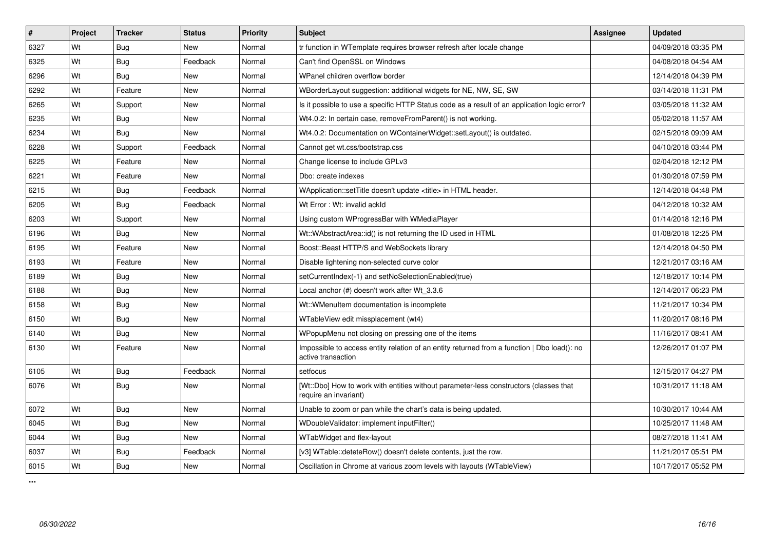| # | Project | Tracker | Status | Priority | Subject | Assignee | Updated |
|---|---|---|---|---|---|---|---|
| 6327 | Wt | Bug | New | Normal | tr function in WTemplate requires browser refresh after locale change | | 04/09/2018 03:35 PM |
| 6325 | Wt | Bug | Feedback | Normal | Can't find OpenSSL on Windows | | 04/08/2018 04:54 AM |
| 6296 | Wt | Bug | New | Normal | WPanel children overflow border | | 12/14/2018 04:39 PM |
| 6292 | Wt | Feature | New | Normal | WBorderLayout suggestion: additional widgets for NE, NW, SE, SW | | 03/14/2018 11:31 PM |
| 6265 | Wt | Support | New | Normal | Is it possible to use a specific HTTP Status code as a result of an application logic error? | | 03/05/2018 11:32 AM |
| 6235 | Wt | Bug | New | Normal | Wt4.0.2: In certain case, removeFromParent() is not working. | | 05/02/2018 11:57 AM |
| 6234 | Wt | Bug | New | Normal | Wt4.0.2: Documentation on WContainerWidget::setLayout() is outdated. | | 02/15/2018 09:09 AM |
| 6228 | Wt | Support | Feedback | Normal | Cannot get wt.css/bootstrap.css | | 04/10/2018 03:44 PM |
| 6225 | Wt | Feature | New | Normal | Change license to include GPLv3 | | 02/04/2018 12:12 PM |
| 6221 | Wt | Feature | New | Normal | Dbo: create indexes | | 01/30/2018 07:59 PM |
| 6215 | Wt | Bug | Feedback | Normal | WApplication::setTitle doesn't update <title> in HTML header. | | 12/14/2018 04:48 PM |
| 6205 | Wt | Bug | Feedback | Normal | Wt Error : Wt: invalid ackId | | 04/12/2018 10:32 AM |
| 6203 | Wt | Support | New | Normal | Using custom WProgressBar with WMediaPlayer | | 01/14/2018 12:16 PM |
| 6196 | Wt | Bug | New | Normal | Wt::WAbstractArea::id() is not returning the ID used in HTML | | 01/08/2018 12:25 PM |
| 6195 | Wt | Feature | New | Normal | Boost::Beast HTTP/S and WebSockets library | | 12/14/2018 04:50 PM |
| 6193 | Wt | Feature | New | Normal | Disable lightening non-selected curve color | | 12/21/2017 03:16 AM |
| 6189 | Wt | Bug | New | Normal | setCurrentIndex(-1) and setNoSelectionEnabled(true) | | 12/18/2017 10:14 PM |
| 6188 | Wt | Bug | New | Normal | Local anchor (#) doesn't work after Wt_3.3.6 | | 12/14/2017 06:23 PM |
| 6158 | Wt | Bug | New | Normal | Wt::WMenuItem documentation is incomplete | | 11/21/2017 10:34 PM |
| 6150 | Wt | Bug | New | Normal | WTableView edit missplacement (wt4) | | 11/20/2017 08:16 PM |
| 6140 | Wt | Bug | New | Normal | WPopupMenu not closing on pressing one of the items | | 11/16/2017 08:41 AM |
| 6130 | Wt | Feature | New | Normal | Impossible to access entity relation of an entity returned from a function \| Dbo load(): no active transaction | | 12/26/2017 01:07 PM |
| 6105 | Wt | Bug | Feedback | Normal | setfocus | | 12/15/2017 04:27 PM |
| 6076 | Wt | Bug | New | Normal | [Wt::Dbo] How to work with entities without parameter-less constructors (classes that require an invariant) | | 10/31/2017 11:18 AM |
| 6072 | Wt | Bug | New | Normal | Unable to zoom or pan while the chart's data is being updated. | | 10/30/2017 10:44 AM |
| 6045 | Wt | Bug | New | Normal | WDoubleValidator: implement inputFilter() | | 10/25/2017 11:48 AM |
| 6044 | Wt | Bug | New | Normal | WTabWidget and flex-layout | | 08/27/2018 11:41 AM |
| 6037 | Wt | Bug | Feedback | Normal | [v3] WTable::deteteRow() doesn't delete contents, just the row. | | 11/21/2017 05:51 PM |
| 6015 | Wt | Bug | New | Normal | Oscillation in Chrome at various zoom levels with layouts (WTableView) | | 10/17/2017 05:52 PM |

...